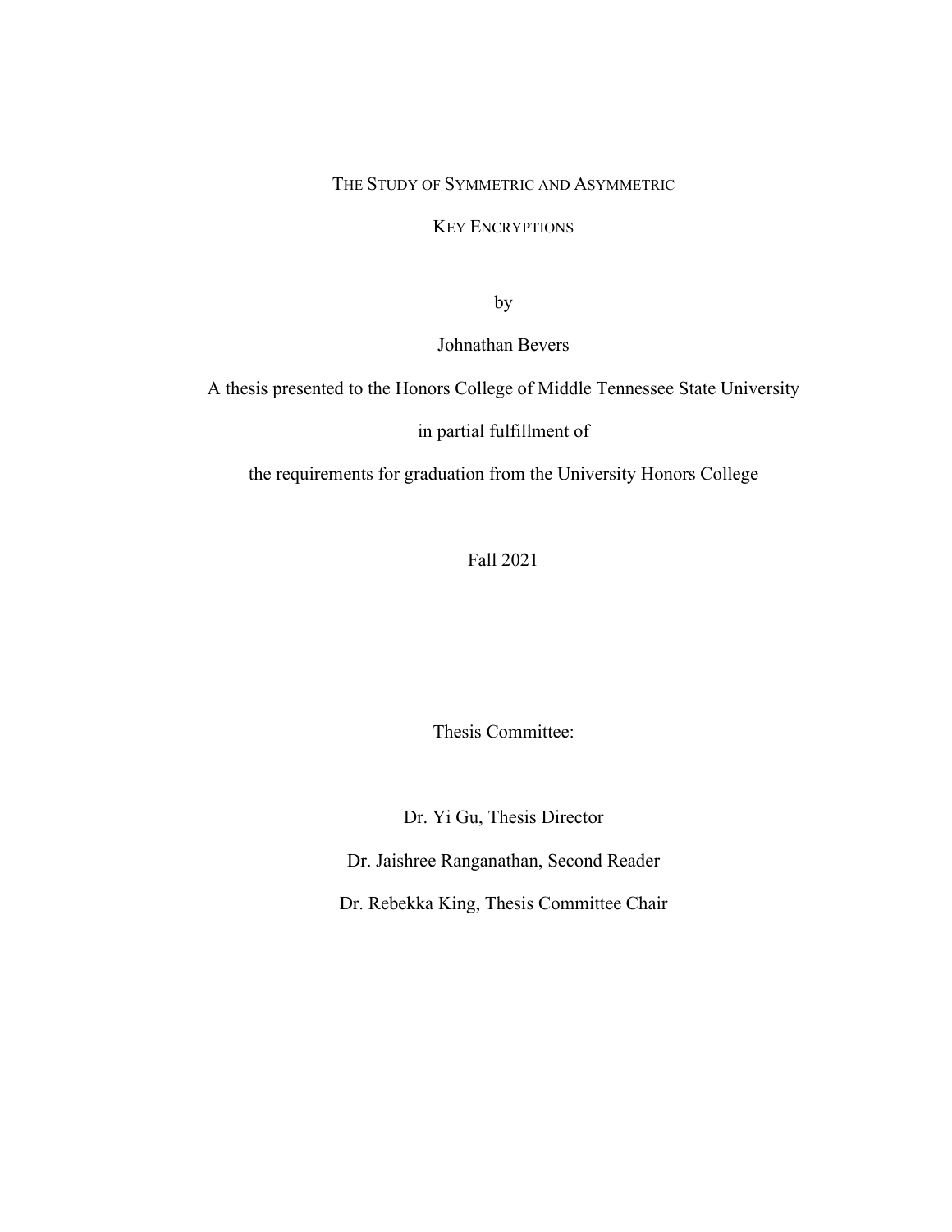# THE STUDY OF SYMMETRIC AND ASYMMETRIC KEY ENCRYPTIONS

by

Johnathan Bevers

A thesis presented to the Honors College of Middle Tennessee State University

in partial fulfillment of

the requirements for graduation from the University Honors College

Fall 2021

Thesis Committee:

Dr. Yi Gu, Thesis Director

Dr. Jaishree Ranganathan, Second Reader

Dr. Rebekka King, Thesis Committee Chair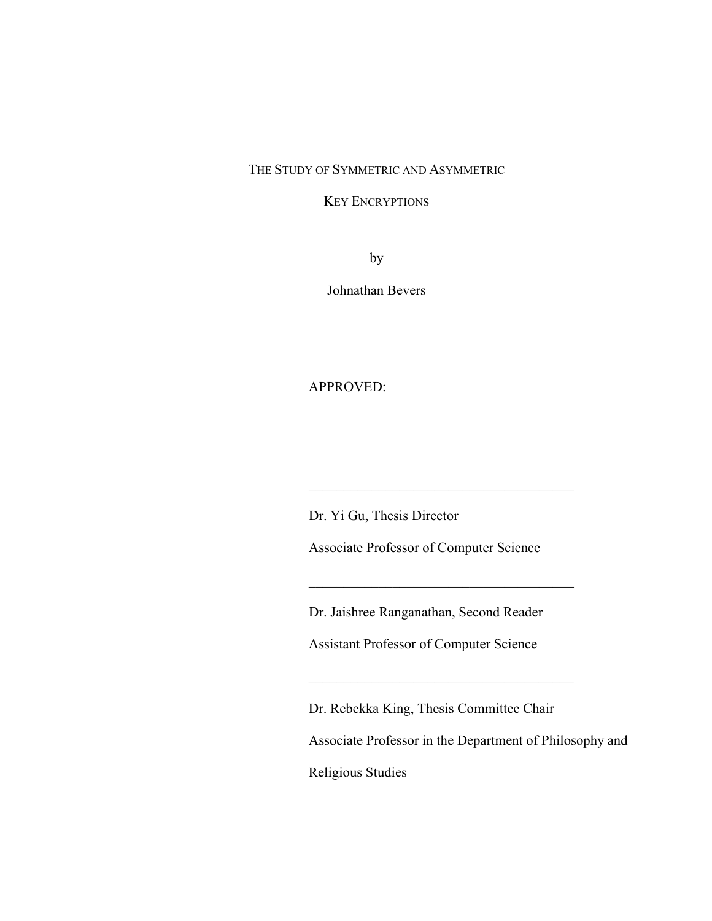THE STUDY OF SYMMETRIC AND ASYMMETRIC

KEY ENCRYPTIONS

by

Johnathan Bevers

APPROVED:

\_\_\_\_\_\_\_\_\_\_\_\_\_\_\_\_\_\_\_\_\_\_\_\_\_\_\_\_\_\_\_\_\_\_\_\_\_\_

Dr. Yi Gu, Thesis Director

Associate Professor of Computer Science

\_\_\_\_\_\_\_\_\_\_\_\_\_\_\_\_\_\_\_\_\_\_\_\_\_\_\_\_\_\_\_\_\_\_\_\_\_\_

Dr. Jaishree Ranganathan, Second Reader

Assistant Professor of Computer Science

\_\_\_\_\_\_\_\_\_\_\_\_\_\_\_\_\_\_\_\_\_\_\_\_\_\_\_\_\_\_\_\_\_\_\_\_\_\_

Dr. Rebekka King, Thesis Committee Chair

Associate Professor in the Department of Philosophy and Religious Studies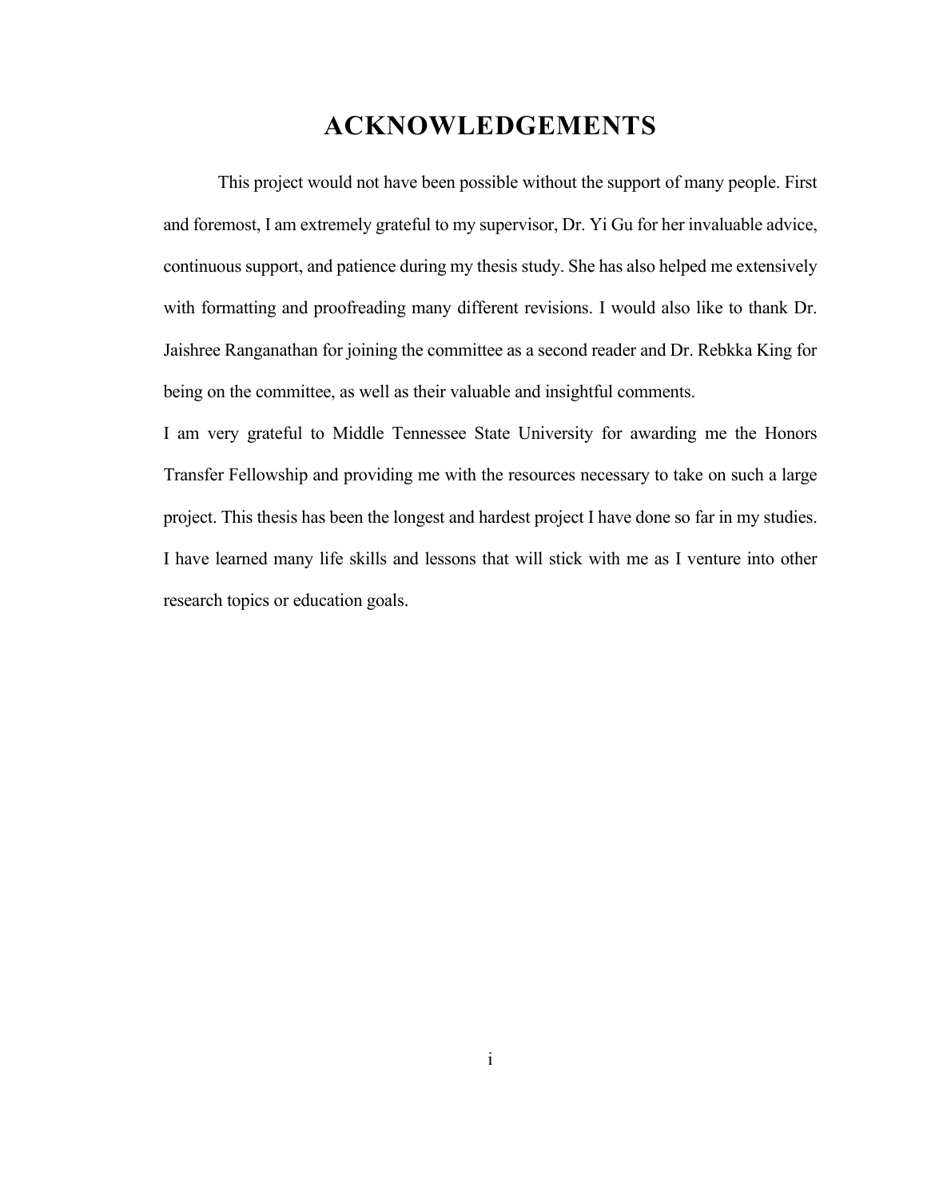# ACKNOWLEDGEMENTS

This project would not have been possible without the support of many people. First and foremost, I am extremely grateful to my supervisor, Dr. Yi Gu for her invaluable advice, continuous support, and patience during my thesis study. She has also helped me extensively with formatting and proofreading many different revisions. I would also like to thank Dr. Jaishree Ranganathan for joining the committee as a second reader and Dr. Rebkka King for being on the committee, as well as their valuable and insightful comments.

I am very grateful to Middle Tennessee State University for awarding me the Honors Transfer Fellowship and providing me with the resources necessary to take on such a large project. This thesis has been the longest and hardest project I have done so far in my studies. I have learned many life skills and lessons that will stick with me as I venture into other research topics or education goals.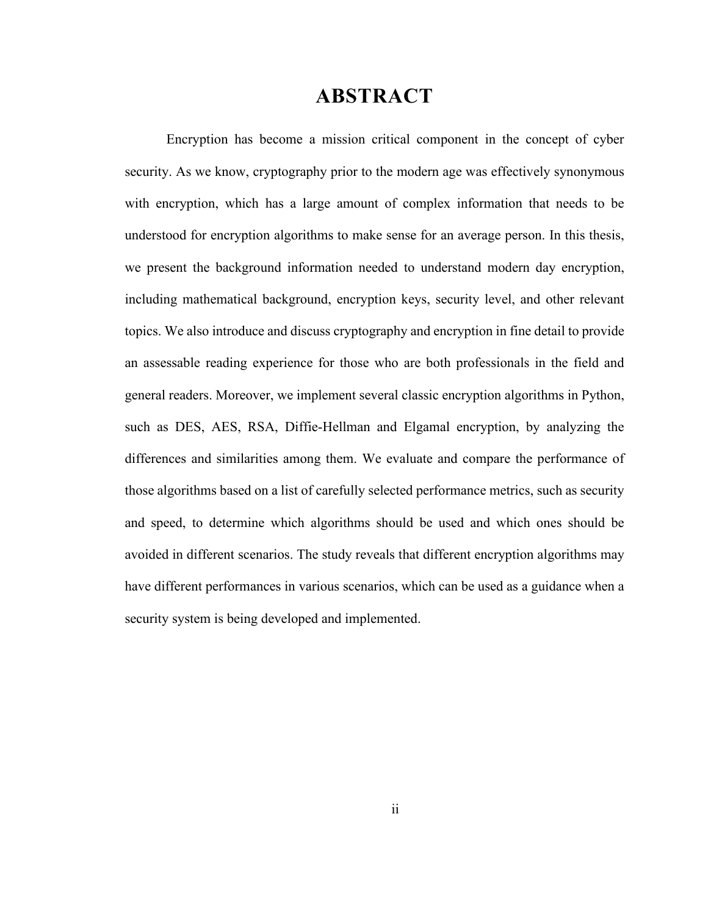# ABSTRACT

Encryption has become a mission critical component in the concept of cyber security. As we know, cryptography prior to the modern age was effectively synonymous with encryption, which has a large amount of complex information that needs to be understood for encryption algorithms to make sense for an average person. In this thesis, we present the background information needed to understand modern day encryption, including mathematical background, encryption keys, security level, and other relevant topics. We also introduce and discuss cryptography and encryption in fine detail to provide an assessable reading experience for those who are both professionals in the field and general readers. Moreover, we implement several classic encryption algorithms in Python, such as DES, AES, RSA, Diffie-Hellman and Elgamal encryption, by analyzing the differences and similarities among them. We evaluate and compare the performance of those algorithms based on a list of carefully selected performance metrics, such as security and speed, to determine which algorithms should be used and which ones should be avoided in different scenarios. The study reveals that different encryption algorithms may have different performances in various scenarios, which can be used as a guidance when a security system is being developed and implemented.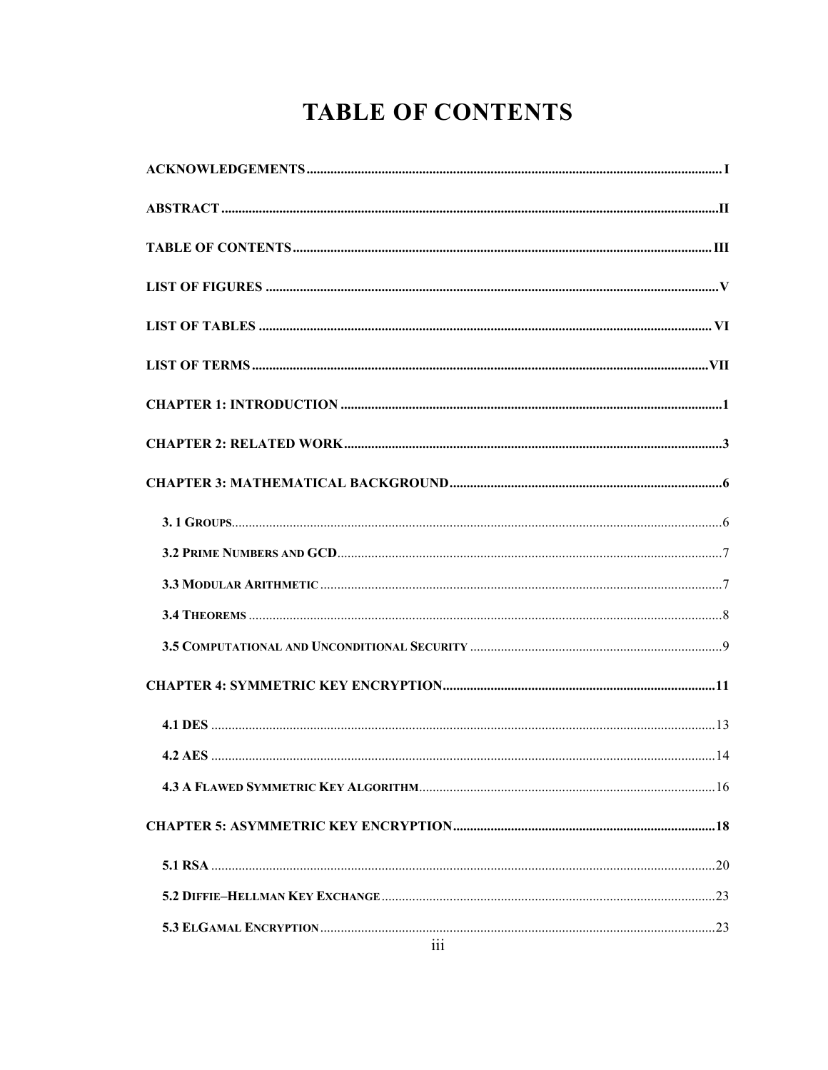# TABLE OF CONTENTS

**ACKNOWLEDGEMENTS** ........ I

**ABSTRACT** ........ II

**TABLE OF CONTENTS** ........ III

**LIST OF FIGURES** ........ V

**LIST OF TABLES** ........ VI

**LIST OF TERMS** ........ VII

**CHAPTER 1: INTRODUCTION** ........ 1

**CHAPTER 2: RELATED WORK** ........ 3

**CHAPTER 3: MATHEMATICAL BACKGROUND** ........ 6

- **3. 1 Groups** ........ 6
- **3.2 Prime Numbers and GCD** ........ 7
- **3.3 Modular Arithmetic** ........ 7
- **3.4 Theorems** ........ 8
- **3.5 Computational and Unconditional Security** ........ 9

**CHAPTER 4: SYMMETRIC KEY ENCRYPTION** ........ 11

- **4.1 DES** ........ 13
- **4.2 AES** ........ 14
- **4.3 A Flawed Symmetric Key Algorithm** ........ 16

**CHAPTER 5: ASYMMETRIC KEY ENCRYPTION** ........ 18

- **5.1 RSA** ........ 20
- **5.2 Diffie–Hellman Key Exchange** ........ 23
- **5.3 ElGamal Encryption** ........ 23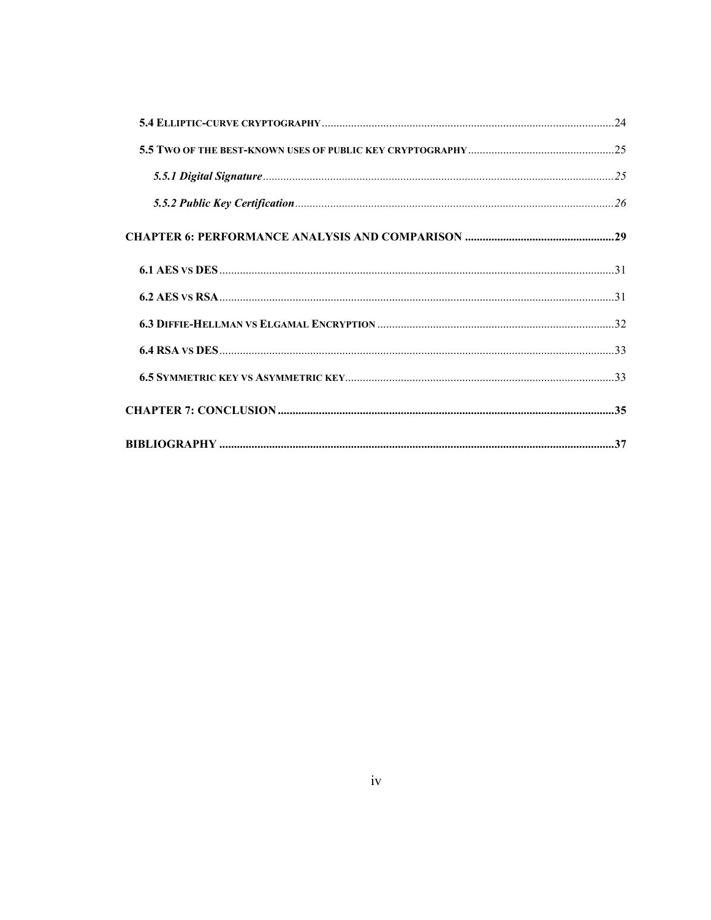**5.4 Elliptic-curve cryptography** ........................................ 24

**5.5 Two of the best-known uses of public key cryptography** ........................................ 25

***5.5.1 Digital Signature*** ........................................ 25

***5.5.2 Public Key Certification*** ........................................ 26

**CHAPTER 6: PERFORMANCE ANALYSIS AND COMPARISON** ........................................ **29**

**6.1 AES vs DES** ........................................ 31

**6.2 AES vs RSA** ........................................ 31

**6.3 Diffie-Hellman vs Elgamal Encryption** ........................................ 32

**6.4 RSA vs DES** ........................................ 33

**6.5 Symmetric key vs Asymmetric key** ........................................ 33

**CHAPTER 7: CONCLUSION** ........................................ **35**

**BIBLIOGRAPHY** ........................................ **37**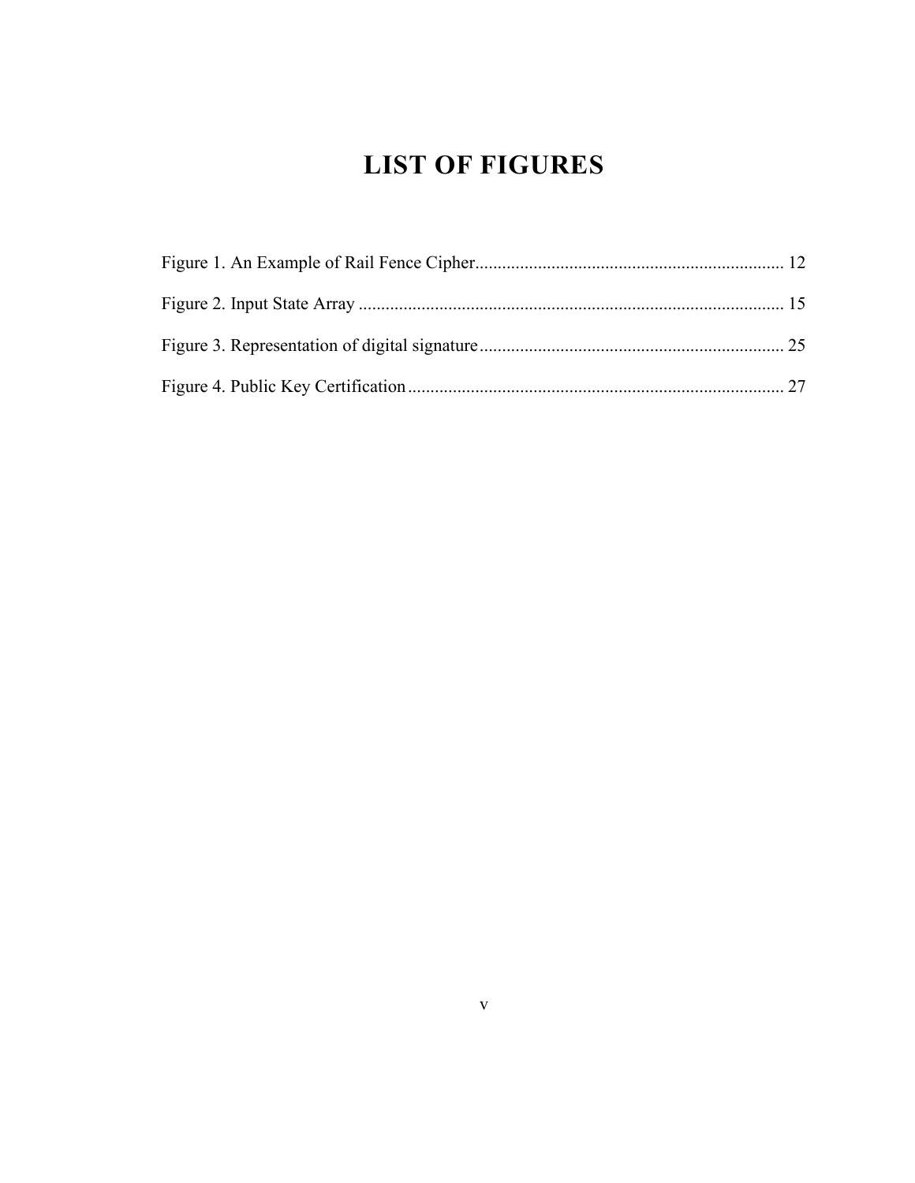# LIST OF FIGURES

Figure 1. An Example of Rail Fence Cipher .................................................................... 12

Figure 2. Input State Array .............................................................................................. 15

Figure 3. Representation of digital signature .................................................................. 25

Figure 4. Public Key Certification .................................................................................. 27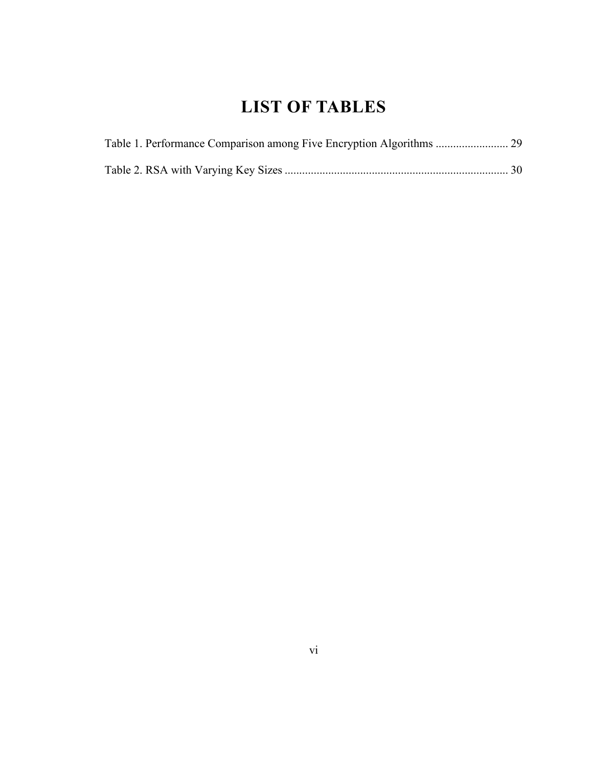# LIST OF TABLES

Table 1. Performance Comparison among Five Encryption Algorithms ......................... 29

Table 2. RSA with Varying Key Sizes ............................................................................ 30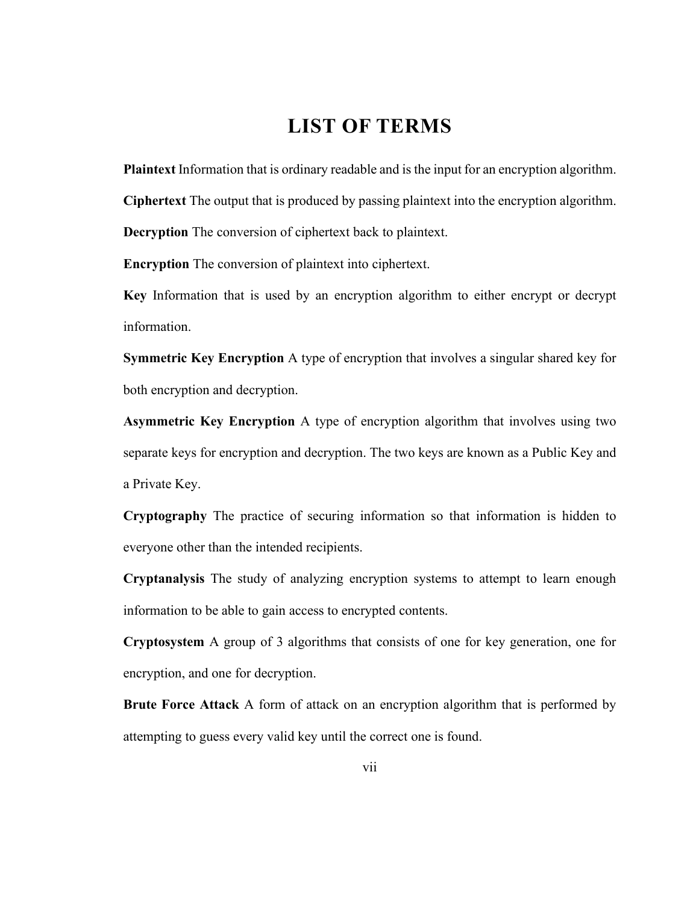# LIST OF TERMS

**Plaintext** Information that is ordinary readable and is the input for an encryption algorithm.

**Ciphertext** The output that is produced by passing plaintext into the encryption algorithm.

**Decryption** The conversion of ciphertext back to plaintext.

**Encryption** The conversion of plaintext into ciphertext.

**Key** Information that is used by an encryption algorithm to either encrypt or decrypt information.

**Symmetric Key Encryption** A type of encryption that involves a singular shared key for both encryption and decryption.

**Asymmetric Key Encryption** A type of encryption algorithm that involves using two separate keys for encryption and decryption. The two keys are known as a Public Key and a Private Key.

**Cryptography** The practice of securing information so that information is hidden to everyone other than the intended recipients.

**Cryptanalysis** The study of analyzing encryption systems to attempt to learn enough information to be able to gain access to encrypted contents.

**Cryptosystem** A group of 3 algorithms that consists of one for key generation, one for encryption, and one for decryption.

**Brute Force Attack** A form of attack on an encryption algorithm that is performed by attempting to guess every valid key until the correct one is found.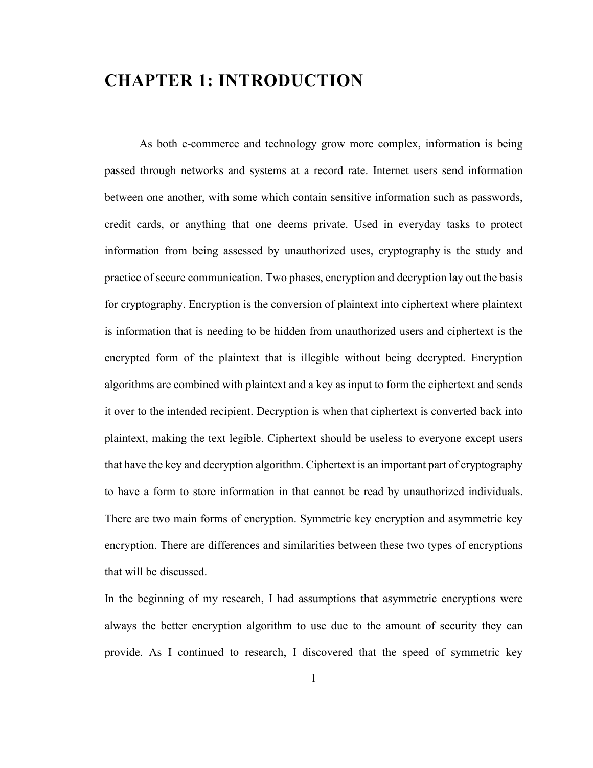# CHAPTER 1: INTRODUCTION

As both e-commerce and technology grow more complex, information is being passed through networks and systems at a record rate. Internet users send information between one another, with some which contain sensitive information such as passwords, credit cards, or anything that one deems private. Used in everyday tasks to protect information from being assessed by unauthorized uses, cryptography is the study and practice of secure communication. Two phases, encryption and decryption lay out the basis for cryptography. Encryption is the conversion of plaintext into ciphertext where plaintext is information that is needing to be hidden from unauthorized users and ciphertext is the encrypted form of the plaintext that is illegible without being decrypted. Encryption algorithms are combined with plaintext and a key as input to form the ciphertext and sends it over to the intended recipient. Decryption is when that ciphertext is converted back into plaintext, making the text legible. Ciphertext should be useless to everyone except users that have the key and decryption algorithm. Ciphertext is an important part of cryptography to have a form to store information in that cannot be read by unauthorized individuals. There are two main forms of encryption. Symmetric key encryption and asymmetric key encryption. There are differences and similarities between these two types of encryptions that will be discussed.

In the beginning of my research, I had assumptions that asymmetric encryptions were always the better encryption algorithm to use due to the amount of security they can provide. As I continued to research, I discovered that the speed of symmetric key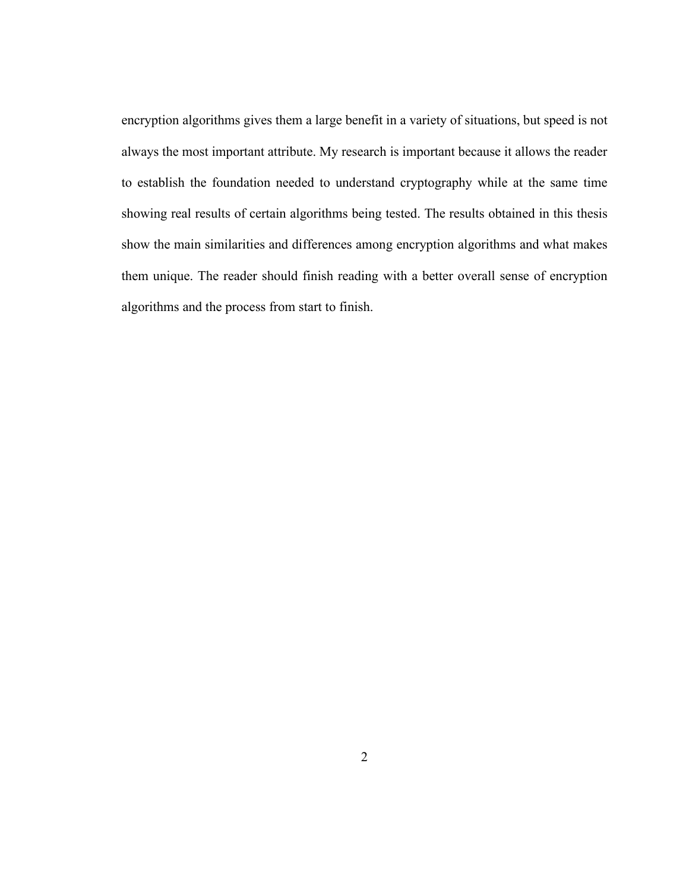encryption algorithms gives them a large benefit in a variety of situations, but speed is not always the most important attribute. My research is important because it allows the reader to establish the foundation needed to understand cryptography while at the same time showing real results of certain algorithms being tested. The results obtained in this thesis show the main similarities and differences among encryption algorithms and what makes them unique. The reader should finish reading with a better overall sense of encryption algorithms and the process from start to finish.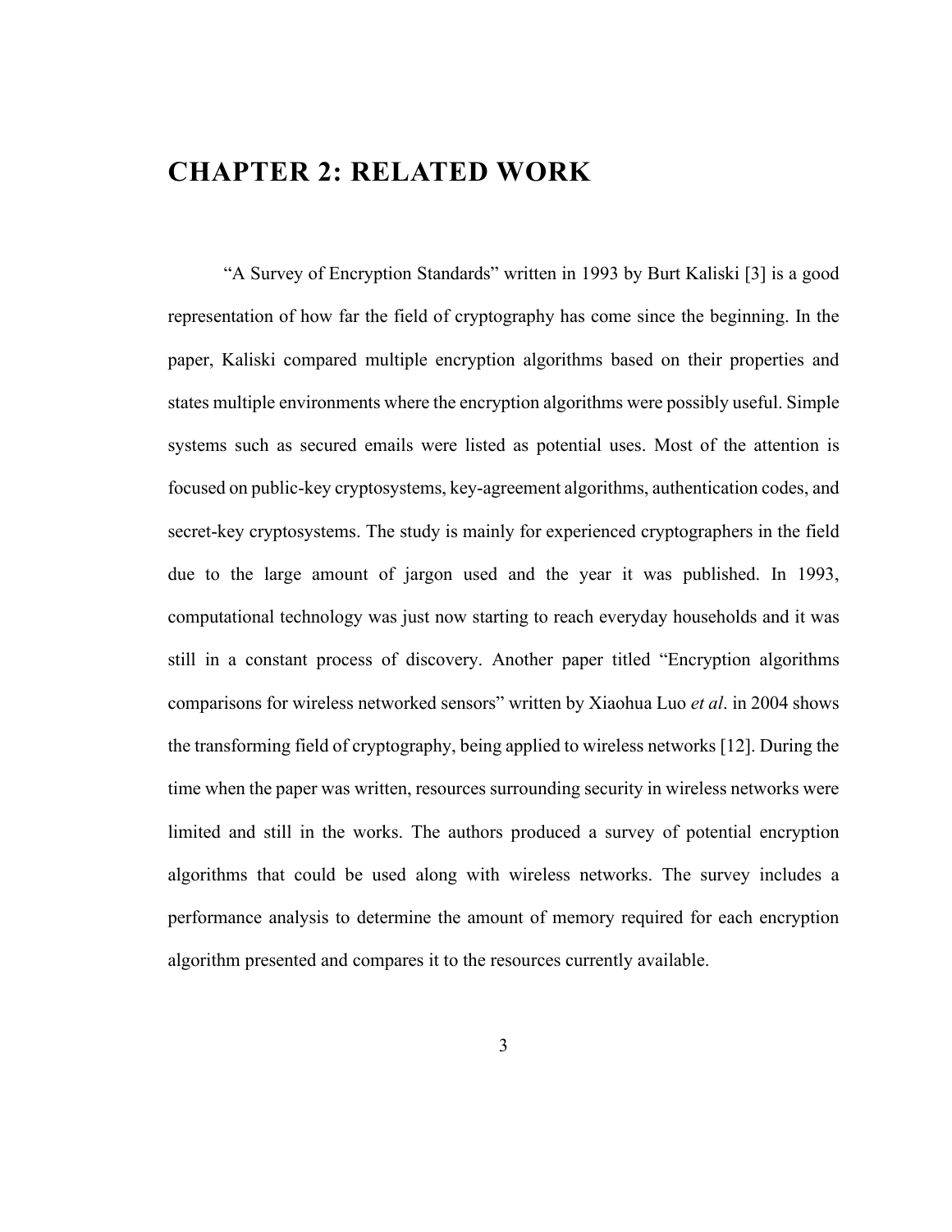# CHAPTER 2: RELATED WORK

"A Survey of Encryption Standards" written in 1993 by Burt Kaliski [3] is a good representation of how far the field of cryptography has come since the beginning. In the paper, Kaliski compared multiple encryption algorithms based on their properties and states multiple environments where the encryption algorithms were possibly useful. Simple systems such as secured emails were listed as potential uses. Most of the attention is focused on public-key cryptosystems, key-agreement algorithms, authentication codes, and secret-key cryptosystems. The study is mainly for experienced cryptographers in the field due to the large amount of jargon used and the year it was published. In 1993, computational technology was just now starting to reach everyday households and it was still in a constant process of discovery. Another paper titled "Encryption algorithms comparisons for wireless networked sensors" written by Xiaohua Luo *et al*. in 2004 shows the transforming field of cryptography, being applied to wireless networks [12]. During the time when the paper was written, resources surrounding security in wireless networks were limited and still in the works. The authors produced a survey of potential encryption algorithms that could be used along with wireless networks. The survey includes a performance analysis to determine the amount of memory required for each encryption algorithm presented and compares it to the resources currently available.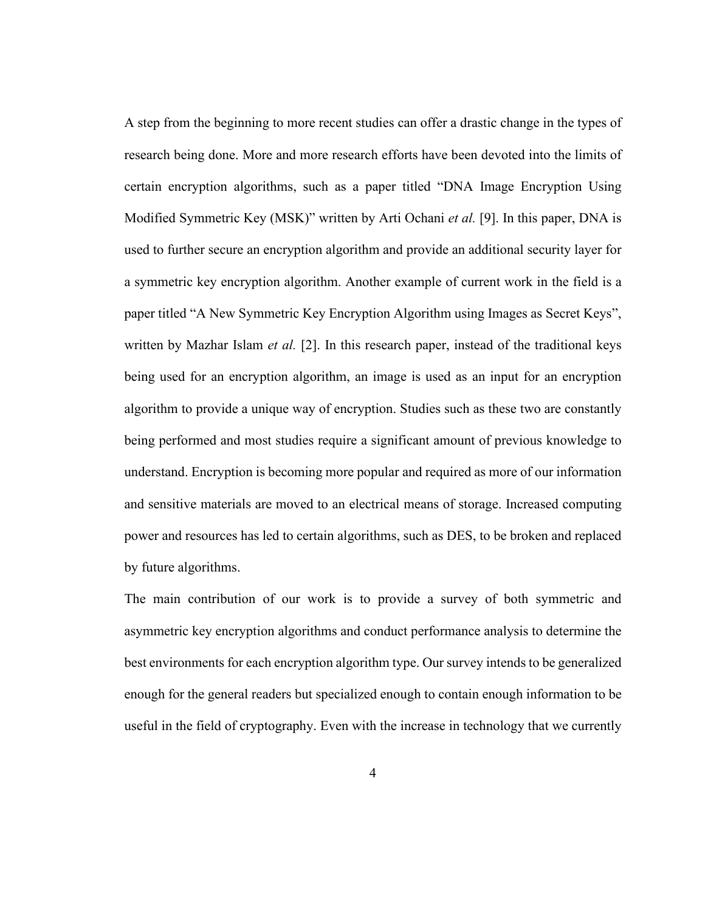A step from the beginning to more recent studies can offer a drastic change in the types of research being done. More and more research efforts have been devoted into the limits of certain encryption algorithms, such as a paper titled "DNA Image Encryption Using Modified Symmetric Key (MSK)" written by Arti Ochani *et al.* [9]. In this paper, DNA is used to further secure an encryption algorithm and provide an additional security layer for a symmetric key encryption algorithm. Another example of current work in the field is a paper titled "A New Symmetric Key Encryption Algorithm using Images as Secret Keys", written by Mazhar Islam *et al.* [2]. In this research paper, instead of the traditional keys being used for an encryption algorithm, an image is used as an input for an encryption algorithm to provide a unique way of encryption. Studies such as these two are constantly being performed and most studies require a significant amount of previous knowledge to understand. Encryption is becoming more popular and required as more of our information and sensitive materials are moved to an electrical means of storage. Increased computing power and resources has led to certain algorithms, such as DES, to be broken and replaced by future algorithms.

The main contribution of our work is to provide a survey of both symmetric and asymmetric key encryption algorithms and conduct performance analysis to determine the best environments for each encryption algorithm type. Our survey intends to be generalized enough for the general readers but specialized enough to contain enough information to be useful in the field of cryptography. Even with the increase in technology that we currently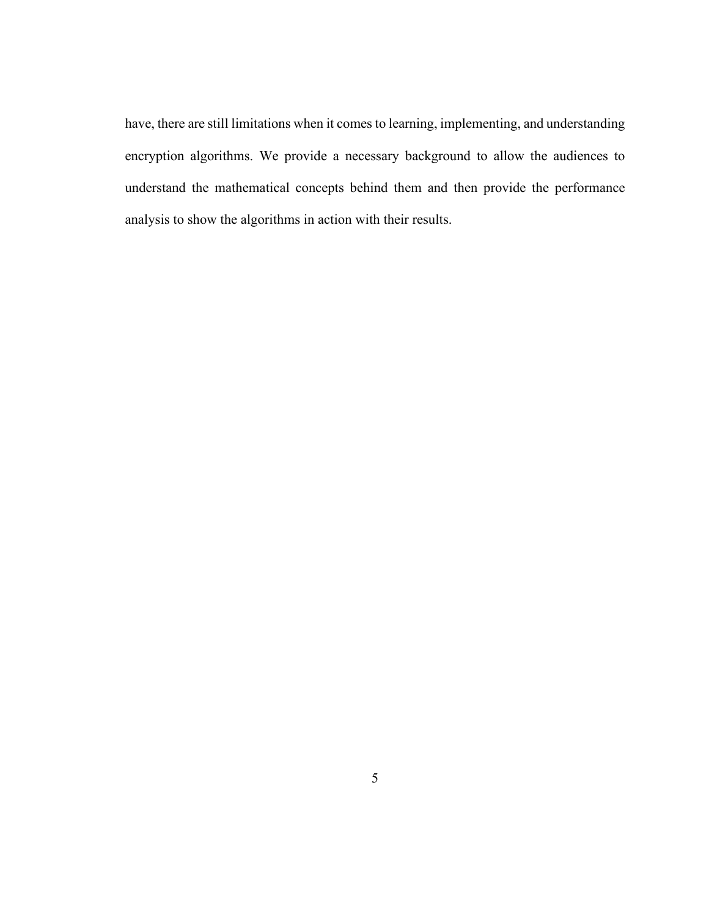have, there are still limitations when it comes to learning, implementing, and understanding encryption algorithms. We provide a necessary background to allow the audiences to understand the mathematical concepts behind them and then provide the performance analysis to show the algorithms in action with their results.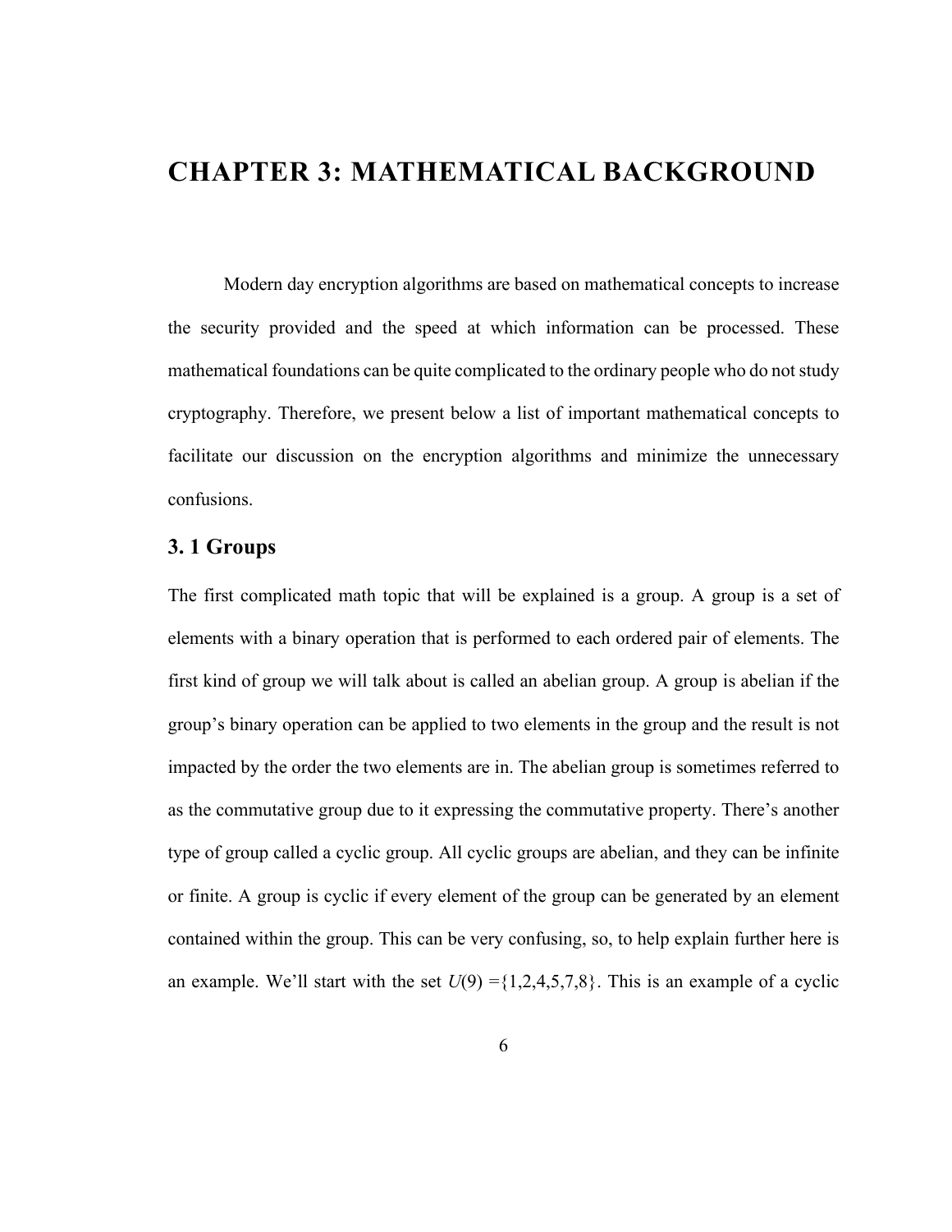# CHAPTER 3: MATHEMATICAL BACKGROUND

Modern day encryption algorithms are based on mathematical concepts to increase the security provided and the speed at which information can be processed. These mathematical foundations can be quite complicated to the ordinary people who do not study cryptography. Therefore, we present below a list of important mathematical concepts to facilitate our discussion on the encryption algorithms and minimize the unnecessary confusions.

## 3. 1 Groups

The first complicated math topic that will be explained is a group. A group is a set of elements with a binary operation that is performed to each ordered pair of elements. The first kind of group we will talk about is called an abelian group. A group is abelian if the group's binary operation can be applied to two elements in the group and the result is not impacted by the order the two elements are in. The abelian group is sometimes referred to as the commutative group due to it expressing the commutative property. There's another type of group called a cyclic group. All cyclic groups are abelian, and they can be infinite or finite. A group is cyclic if every element of the group can be generated by an element contained within the group. This can be very confusing, so, to help explain further here is an example. We'll start with the set $U(9) = \{1,2,4,5,7,8\}$. This is an example of a cyclic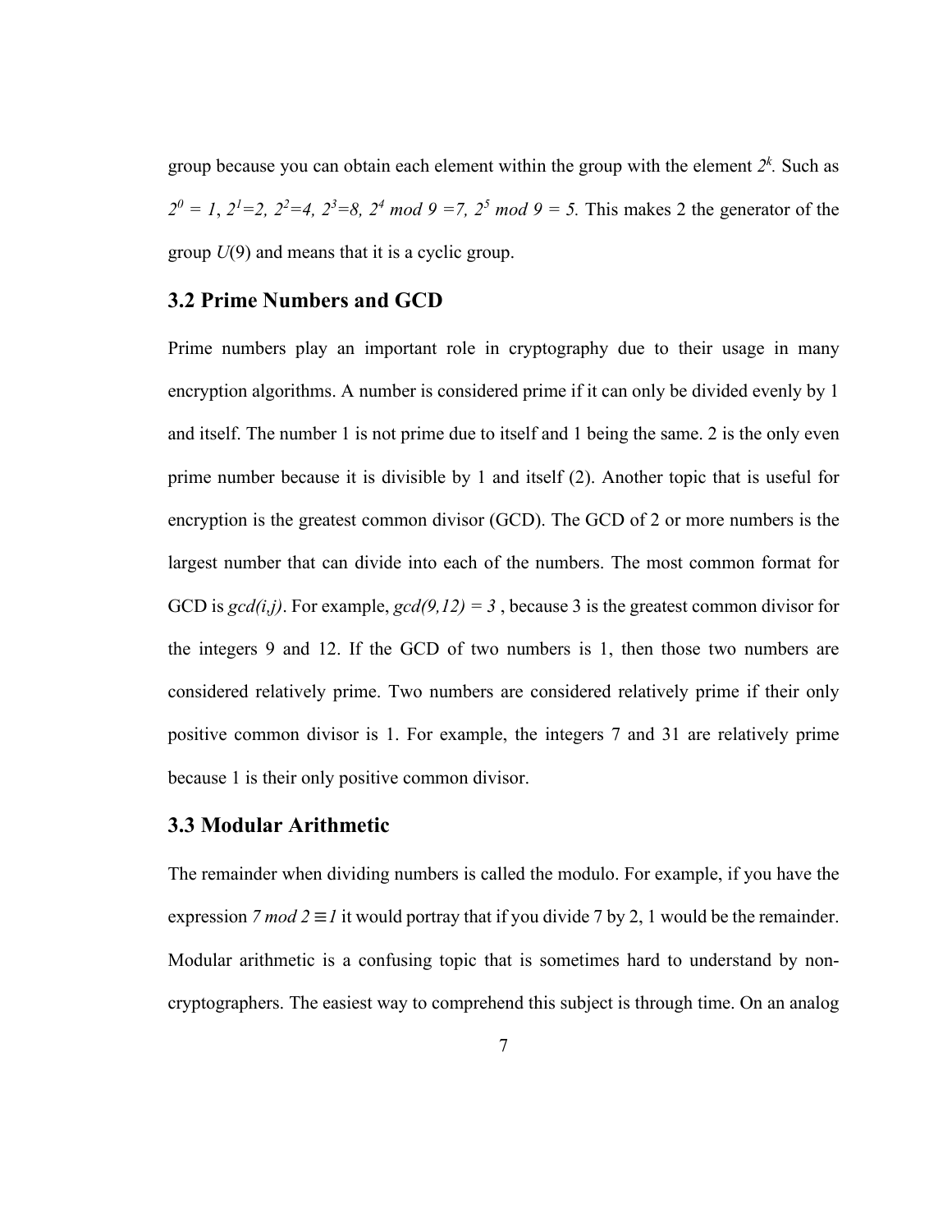group because you can obtain each element within the group with the element $2^k$. Such as $2^0 = 1$, $2^1=2$, $2^2=4$, $2^3=8$, $2^4 \bmod 9 =7$, $2^5 \bmod 9 = 5$. This makes 2 the generator of the group $U(9)$ and means that it is a cyclic group.

## 3.2 Prime Numbers and GCD

Prime numbers play an important role in cryptography due to their usage in many encryption algorithms. A number is considered prime if it can only be divided evenly by 1 and itself. The number 1 is not prime due to itself and 1 being the same. 2 is the only even prime number because it is divisible by 1 and itself (2). Another topic that is useful for encryption is the greatest common divisor (GCD). The GCD of 2 or more numbers is the largest number that can divide into each of the numbers. The most common format for GCD is $gcd(i,j)$. For example, $gcd(9,12) = 3$ , because 3 is the greatest common divisor for the integers 9 and 12. If the GCD of two numbers is 1, then those two numbers are considered relatively prime. Two numbers are considered relatively prime if their only positive common divisor is 1. For example, the integers 7 and 31 are relatively prime because 1 is their only positive common divisor.

## 3.3 Modular Arithmetic

The remainder when dividing numbers is called the modulo. For example, if you have the expression $7 \bmod 2 \equiv 1$ it would portray that if you divide 7 by 2, 1 would be the remainder. Modular arithmetic is a confusing topic that is sometimes hard to understand by non-cryptographers. The easiest way to comprehend this subject is through time. On an analog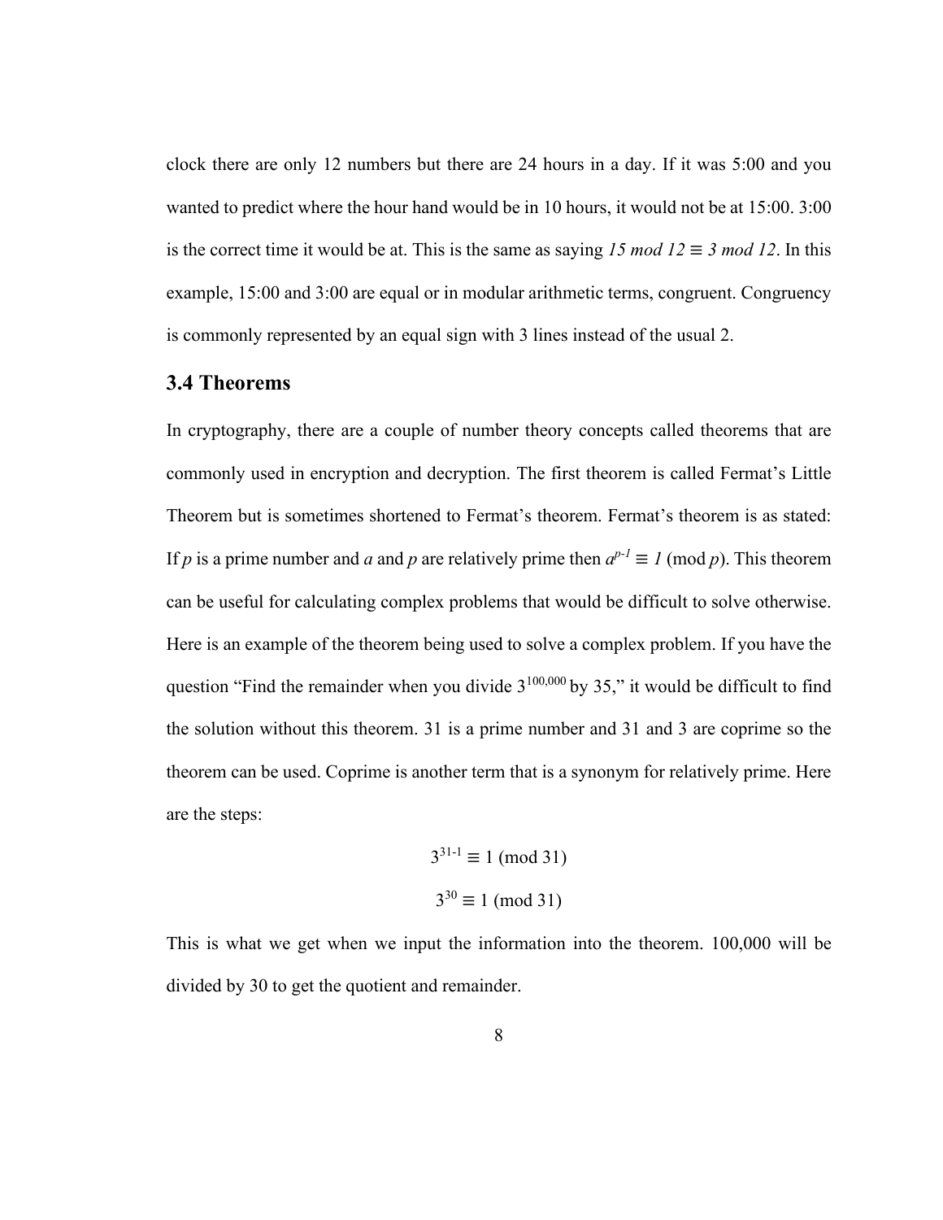clock there are only 12 numbers but there are 24 hours in a day. If it was 5:00 and you wanted to predict where the hour hand would be in 10 hours, it would not be at 15:00. 3:00 is the correct time it would be at. This is the same as saying *15 mod 12* ≡ *3 mod 12*. In this example, 15:00 and 3:00 are equal or in modular arithmetic terms, congruent. Congruency is commonly represented by an equal sign with 3 lines instead of the usual 2.

## 3.4 Theorems

In cryptography, there are a couple of number theory concepts called theorems that are commonly used in encryption and decryption. The first theorem is called Fermat's Little Theorem but is sometimes shortened to Fermat's theorem. Fermat's theorem is as stated: If $p$ is a prime number and $a$ and $p$ are relatively prime then $a^{p-1} \equiv 1 \pmod{p}$. This theorem can be useful for calculating complex problems that would be difficult to solve otherwise. Here is an example of the theorem being used to solve a complex problem. If you have the question "Find the remainder when you divide $3^{100,000}$ by 35," it would be difficult to find the solution without this theorem. 31 is a prime number and 31 and 3 are coprime so the theorem can be used. Coprime is another term that is a synonym for relatively prime. Here are the steps:

$$3^{31-1} \equiv 1 \pmod{31}$$

$$3^{30} \equiv 1 \pmod{31}$$

This is what we get when we input the information into the theorem. 100,000 will be divided by 30 to get the quotient and remainder.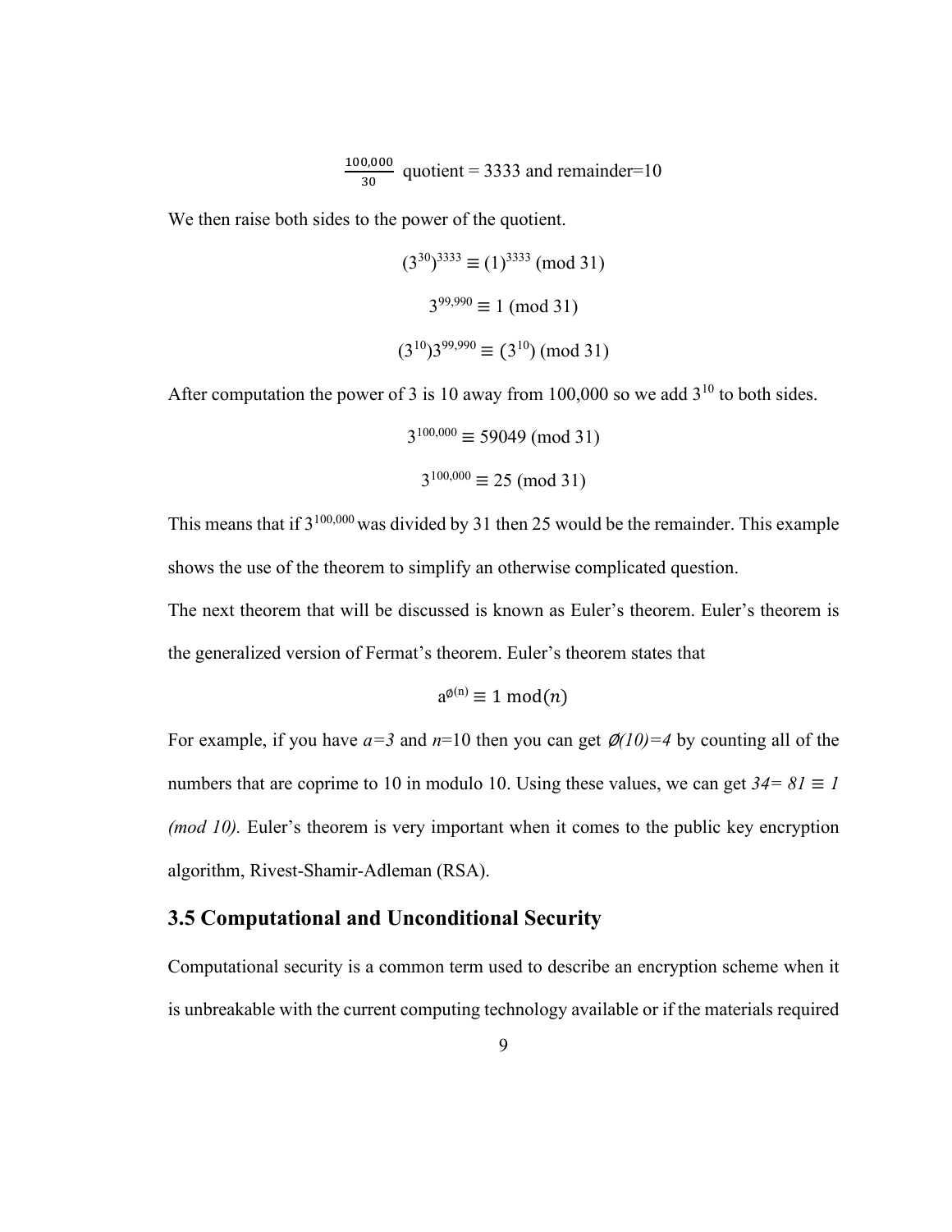$$\frac{100{,}000}{30} \text{ quotient} = 3333 \text{ and remainder}=10$$

We then raise both sides to the power of the quotient.

$$(3^{30})^{3333} \equiv (1)^{3333} \pmod{31}$$

$$3^{99{,}990} \equiv 1 \pmod{31}$$

$$(3^{10})3^{99{,}990} \equiv (3^{10}) \pmod{31}$$

After computation the power of 3 is 10 away from 100,000 so we add $3^{10}$ to both sides.

$$3^{100{,}000} \equiv 59049 \pmod{31}$$

$$3^{100{,}000} \equiv 25 \pmod{31}$$

This means that if $3^{100{,}000}$ was divided by 31 then 25 would be the remainder. This example shows the use of the theorem to simplify an otherwise complicated question.

The next theorem that will be discussed is known as Euler's theorem. Euler's theorem is the generalized version of Fermat's theorem. Euler's theorem states that

$$a^{\varnothing(n)} \equiv 1 \bmod(n)$$

For example, if you have $a=3$ and $n=10$ then you can get $\varnothing(10)=4$ by counting all of the numbers that are coprime to 10 in modulo 10. Using these values, we can get $34= 81 \equiv 1 \pmod{10}$. Euler's theorem is very important when it comes to the public key encryption algorithm, Rivest-Shamir-Adleman (RSA).

## 3.5 Computational and Unconditional Security

Computational security is a common term used to describe an encryption scheme when it is unbreakable with the current computing technology available or if the materials required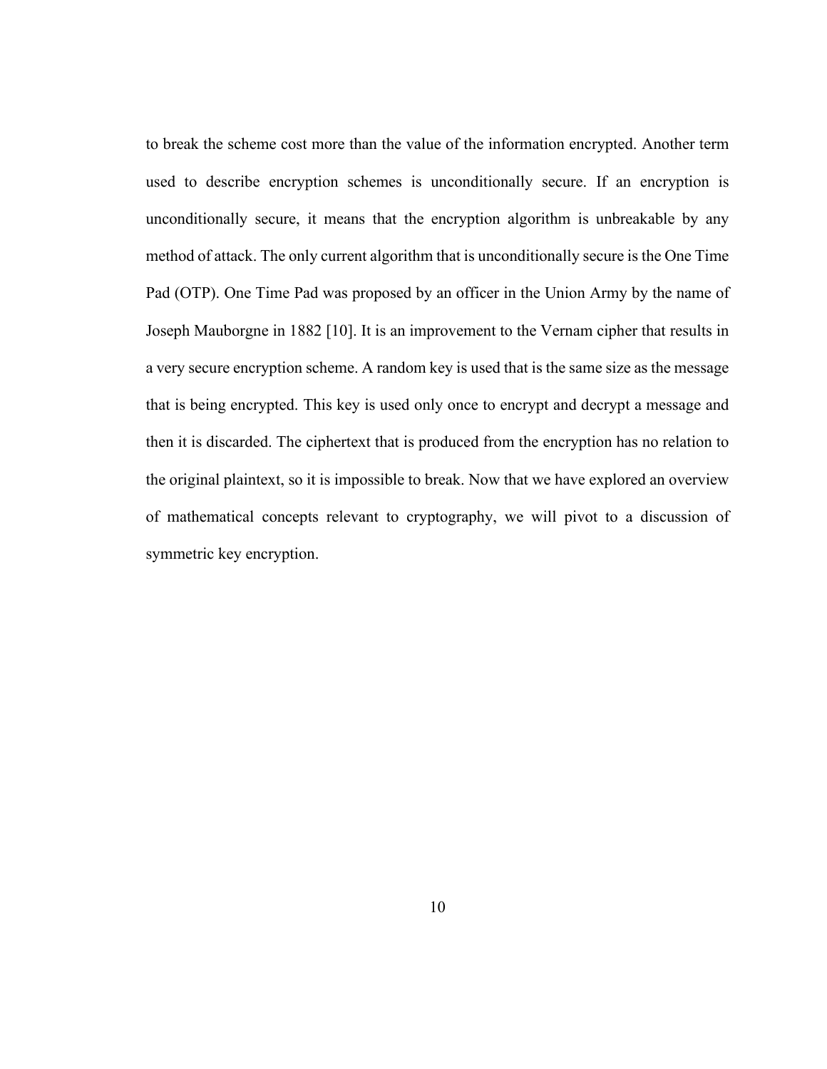to break the scheme cost more than the value of the information encrypted. Another term used to describe encryption schemes is unconditionally secure. If an encryption is unconditionally secure, it means that the encryption algorithm is unbreakable by any method of attack. The only current algorithm that is unconditionally secure is the One Time Pad (OTP). One Time Pad was proposed by an officer in the Union Army by the name of Joseph Mauborgne in 1882 [10]. It is an improvement to the Vernam cipher that results in a very secure encryption scheme. A random key is used that is the same size as the message that is being encrypted. This key is used only once to encrypt and decrypt a message and then it is discarded. The ciphertext that is produced from the encryption has no relation to the original plaintext, so it is impossible to break. Now that we have explored an overview of mathematical concepts relevant to cryptography, we will pivot to a discussion of symmetric key encryption.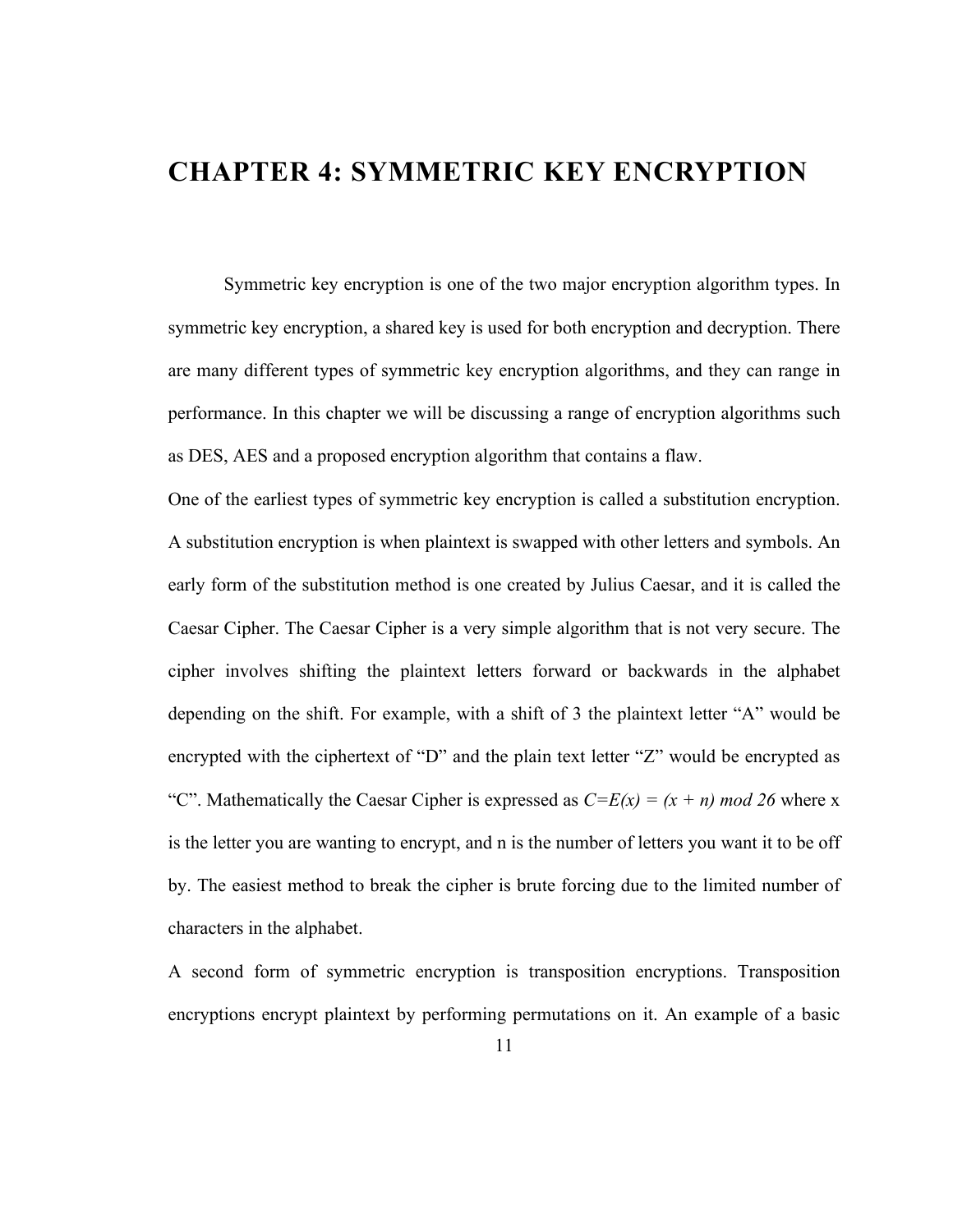# CHAPTER 4: SYMMETRIC KEY ENCRYPTION

Symmetric key encryption is one of the two major encryption algorithm types. In symmetric key encryption, a shared key is used for both encryption and decryption. There are many different types of symmetric key encryption algorithms, and they can range in performance. In this chapter we will be discussing a range of encryption algorithms such as DES, AES and a proposed encryption algorithm that contains a flaw.

One of the earliest types of symmetric key encryption is called a substitution encryption. A substitution encryption is when plaintext is swapped with other letters and symbols. An early form of the substitution method is one created by Julius Caesar, and it is called the Caesar Cipher. The Caesar Cipher is a very simple algorithm that is not very secure. The cipher involves shifting the plaintext letters forward or backwards in the alphabet depending on the shift. For example, with a shift of 3 the plaintext letter “A” would be encrypted with the ciphertext of “D” and the plain text letter “Z” would be encrypted as “C”. Mathematically the Caesar Cipher is expressed as $C=E(x) = (x + n) \bmod 26$ where x is the letter you are wanting to encrypt, and n is the number of letters you want it to be off by. The easiest method to break the cipher is brute forcing due to the limited number of characters in the alphabet.

A second form of symmetric encryption is transposition encryptions. Transposition encryptions encrypt plaintext by performing permutations on it. An example of a basic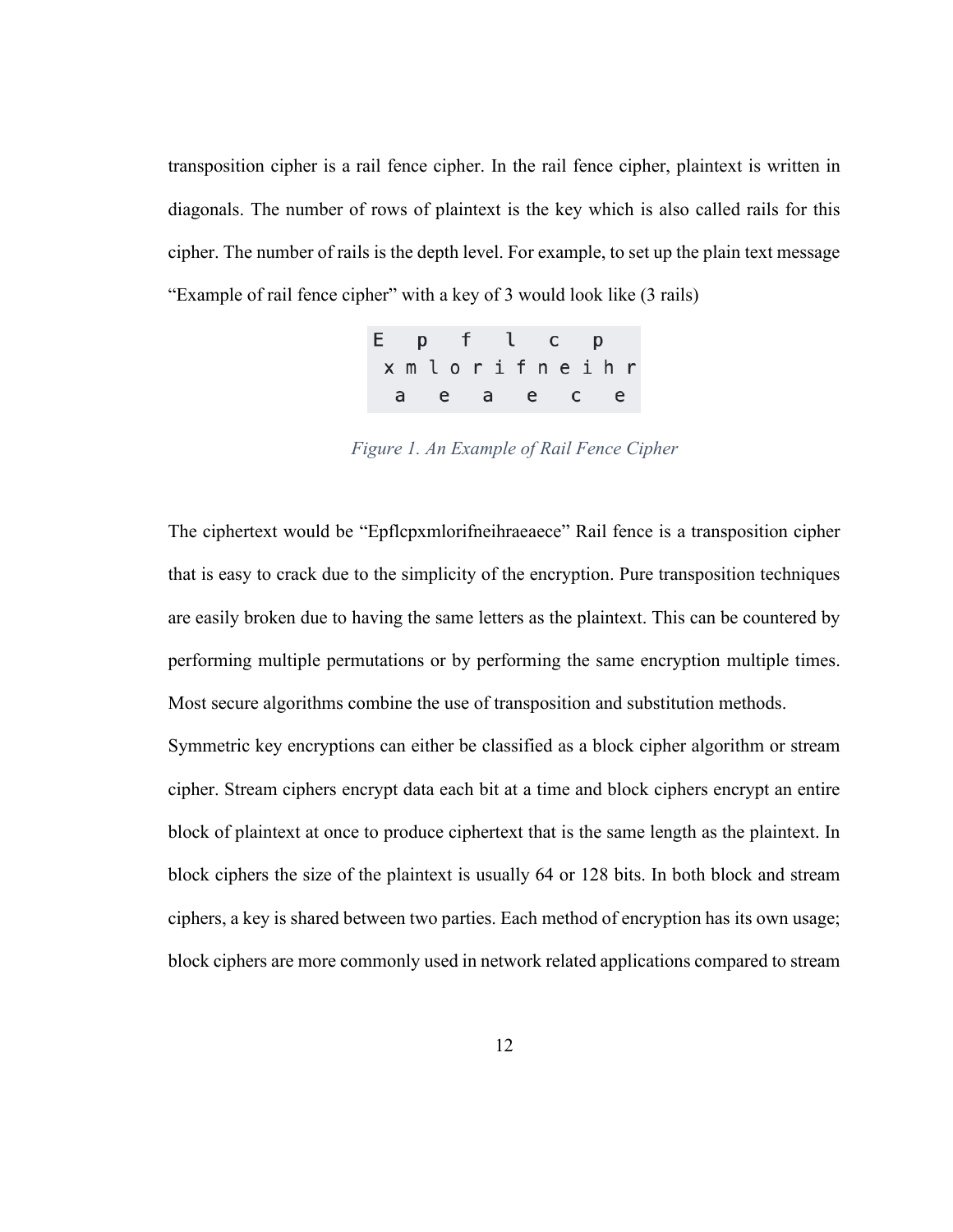transposition cipher is a rail fence cipher. In the rail fence cipher, plaintext is written in diagonals. The number of rows of plaintext is the key which is also called rails for this cipher. The number of rails is the depth level. For example, to set up the plain text message "Example of rail fence cipher" with a key of 3 would look like (3 rails)

```
E   p   f   l   c   p
 x m l o r i f n e i h r
  a   e   a   e   c   e
```

*Figure 1. An Example of Rail Fence Cipher*

The ciphertext would be "Epflcpxmlorifneihraeaece" Rail fence is a transposition cipher that is easy to crack due to the simplicity of the encryption. Pure transposition techniques are easily broken due to having the same letters as the plaintext. This can be countered by performing multiple permutations or by performing the same encryption multiple times. Most secure algorithms combine the use of transposition and substitution methods.

Symmetric key encryptions can either be classified as a block cipher algorithm or stream cipher. Stream ciphers encrypt data each bit at a time and block ciphers encrypt an entire block of plaintext at once to produce ciphertext that is the same length as the plaintext. In block ciphers the size of the plaintext is usually 64 or 128 bits. In both block and stream ciphers, a key is shared between two parties. Each method of encryption has its own usage; block ciphers are more commonly used in network related applications compared to stream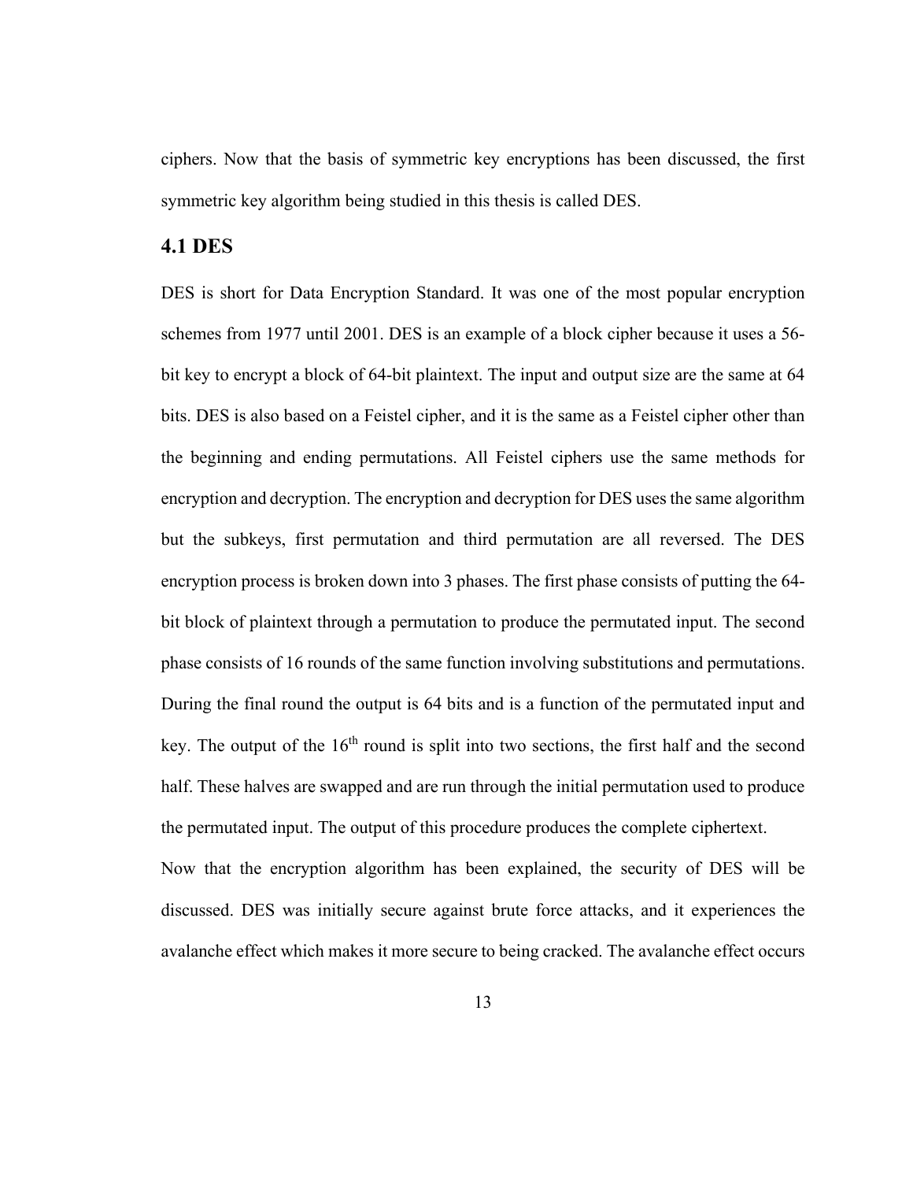ciphers. Now that the basis of symmetric key encryptions has been discussed, the first symmetric key algorithm being studied in this thesis is called DES.

## 4.1 DES

DES is short for Data Encryption Standard. It was one of the most popular encryption schemes from 1977 until 2001. DES is an example of a block cipher because it uses a 56-bit key to encrypt a block of 64-bit plaintext. The input and output size are the same at 64 bits. DES is also based on a Feistel cipher, and it is the same as a Feistel cipher other than the beginning and ending permutations. All Feistel ciphers use the same methods for encryption and decryption. The encryption and decryption for DES uses the same algorithm but the subkeys, first permutation and third permutation are all reversed. The DES encryption process is broken down into 3 phases. The first phase consists of putting the 64-bit block of plaintext through a permutation to produce the permutated input. The second phase consists of 16 rounds of the same function involving substitutions and permutations. During the final round the output is 64 bits and is a function of the permutated input and key. The output of the $16^{th}$ round is split into two sections, the first half and the second half. These halves are swapped and are run through the initial permutation used to produce the permutated input. The output of this procedure produces the complete ciphertext.

Now that the encryption algorithm has been explained, the security of DES will be discussed. DES was initially secure against brute force attacks, and it experiences the avalanche effect which makes it more secure to being cracked. The avalanche effect occurs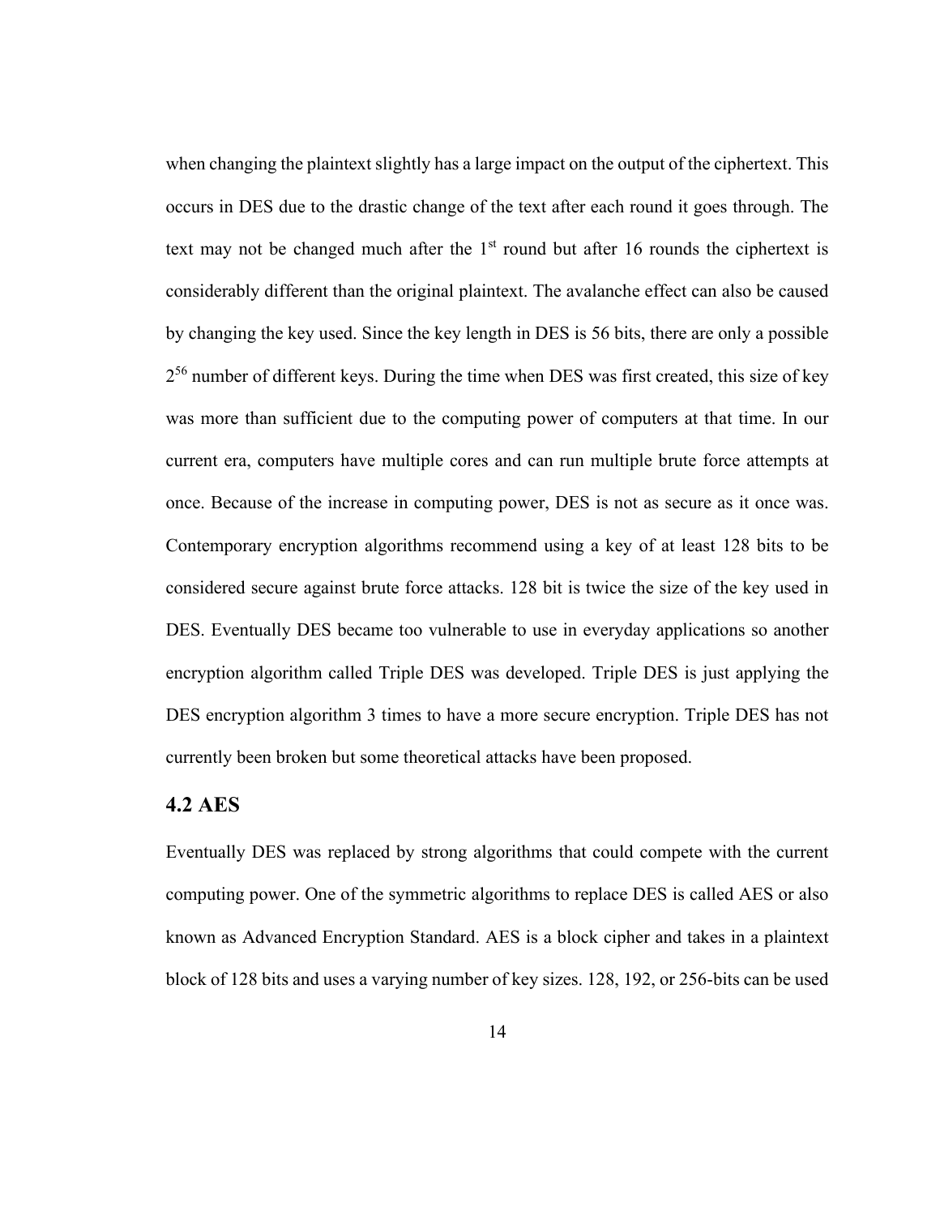when changing the plaintext slightly has a large impact on the output of the ciphertext. This occurs in DES due to the drastic change of the text after each round it goes through. The text may not be changed much after the 1st round but after 16 rounds the ciphertext is considerably different than the original plaintext. The avalanche effect can also be caused by changing the key used. Since the key length in DES is 56 bits, there are only a possible $2^{56}$ number of different keys. During the time when DES was first created, this size of key was more than sufficient due to the computing power of computers at that time. In our current era, computers have multiple cores and can run multiple brute force attempts at once. Because of the increase in computing power, DES is not as secure as it once was. Contemporary encryption algorithms recommend using a key of at least 128 bits to be considered secure against brute force attacks. 128 bit is twice the size of the key used in DES. Eventually DES became too vulnerable to use in everyday applications so another encryption algorithm called Triple DES was developed. Triple DES is just applying the DES encryption algorithm 3 times to have a more secure encryption. Triple DES has not currently been broken but some theoretical attacks have been proposed.

### 4.2 AES

Eventually DES was replaced by strong algorithms that could compete with the current computing power. One of the symmetric algorithms to replace DES is called AES or also known as Advanced Encryption Standard. AES is a block cipher and takes in a plaintext block of 128 bits and uses a varying number of key sizes. 128, 192, or 256-bits can be used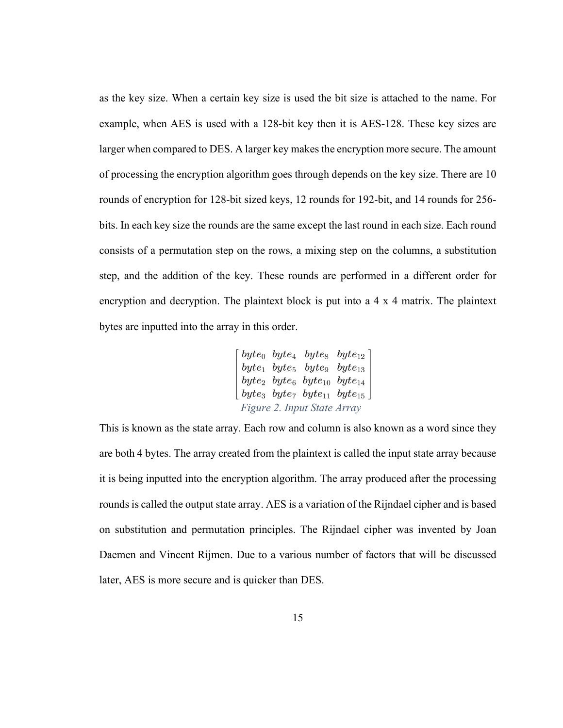as the key size. When a certain key size is used the bit size is attached to the name. For example, when AES is used with a 128-bit key then it is AES-128. These key sizes are larger when compared to DES. A larger key makes the encryption more secure. The amount of processing the encryption algorithm goes through depends on the key size. There are 10 rounds of encryption for 128-bit sized keys, 12 rounds for 192-bit, and 14 rounds for 256-bits. In each key size the rounds are the same except the last round in each size. Each round consists of a permutation step on the rows, a mixing step on the columns, a substitution step, and the addition of the key. These rounds are performed in a different order for encryption and decryption. The plaintext block is put into a 4 x 4 matrix. The plaintext bytes are inputted into the array in this order.

$$
\begin{bmatrix}
byte_0 & byte_4 & byte_8 & byte_{12} \\
byte_1 & byte_5 & byte_9 & byte_{13} \\
byte_2 & byte_6 & byte_{10} & byte_{14} \\
byte_3 & byte_7 & byte_{11} & byte_{15}
\end{bmatrix}
$$

*Figure 2. Input State Array*

This is known as the state array. Each row and column is also known as a word since they are both 4 bytes. The array created from the plaintext is called the input state array because it is being inputted into the encryption algorithm. The array produced after the processing rounds is called the output state array. AES is a variation of the Rijndael cipher and is based on substitution and permutation principles. The Rijndael cipher was invented by Joan Daemen and Vincent Rijmen. Due to a various number of factors that will be discussed later, AES is more secure and is quicker than DES.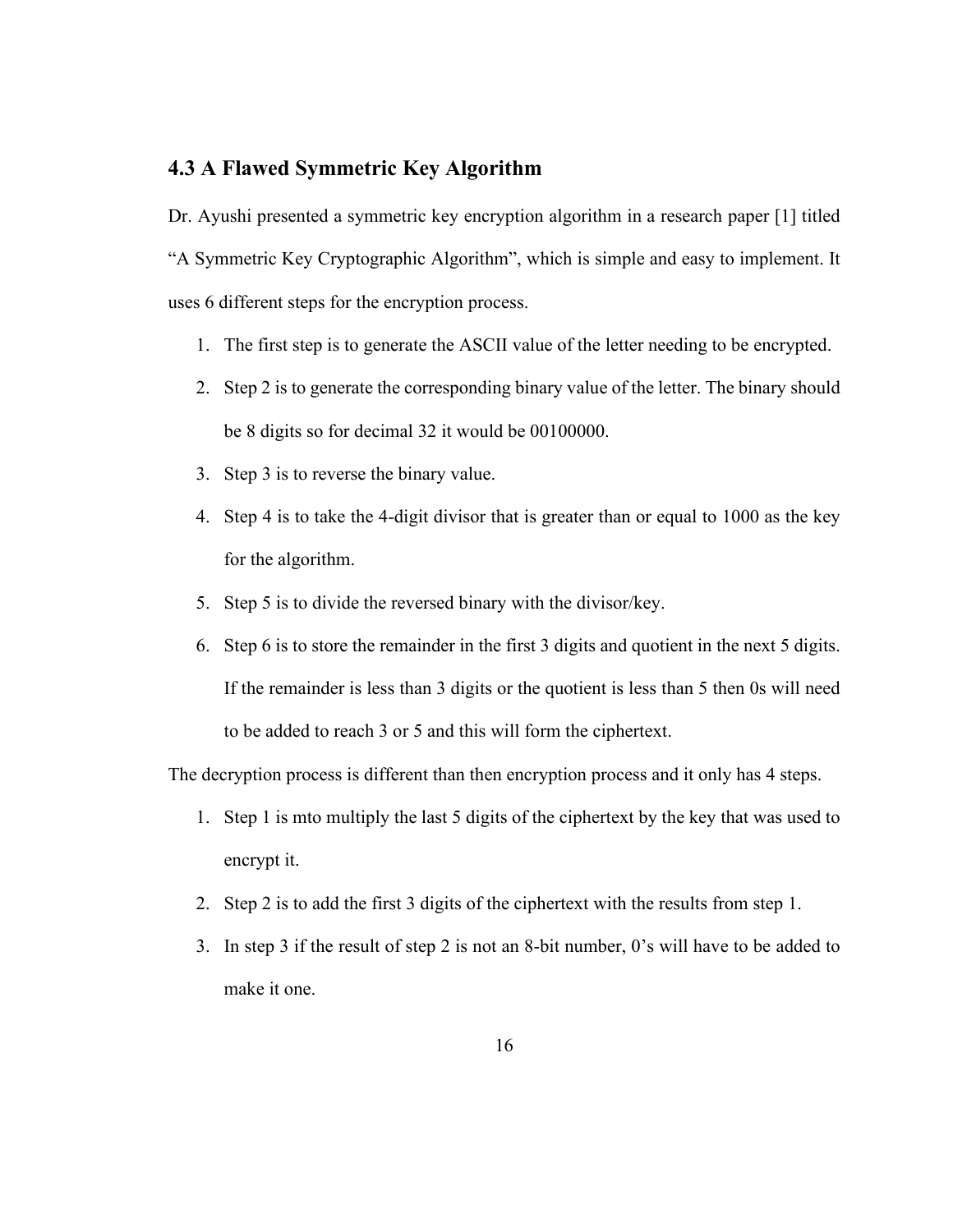### 4.3 A Flawed Symmetric Key Algorithm

Dr. Ayushi presented a symmetric key encryption algorithm in a research paper [1] titled "A Symmetric Key Cryptographic Algorithm", which is simple and easy to implement. It uses 6 different steps for the encryption process.

1. The first step is to generate the ASCII value of the letter needing to be encrypted.
2. Step 2 is to generate the corresponding binary value of the letter. The binary should be 8 digits so for decimal 32 it would be 00100000.
3. Step 3 is to reverse the binary value.
4. Step 4 is to take the 4-digit divisor that is greater than or equal to 1000 as the key for the algorithm.
5. Step 5 is to divide the reversed binary with the divisor/key.
6. Step 6 is to store the remainder in the first 3 digits and quotient in the next 5 digits. If the remainder is less than 3 digits or the quotient is less than 5 then 0s will need to be added to reach 3 or 5 and this will form the ciphertext.

The decryption process is different than then encryption process and it only has 4 steps.

1. Step 1 is mto multiply the last 5 digits of the ciphertext by the key that was used to encrypt it.
2. Step 2 is to add the first 3 digits of the ciphertext with the results from step 1.
3. In step 3 if the result of step 2 is not an 8-bit number, 0's will have to be added to make it one.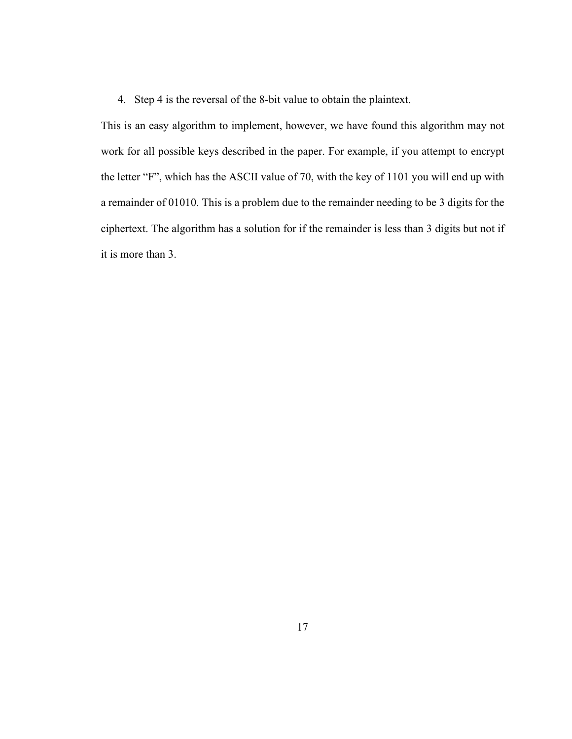4. Step 4 is the reversal of the 8-bit value to obtain the plaintext.

This is an easy algorithm to implement, however, we have found this algorithm may not work for all possible keys described in the paper. For example, if you attempt to encrypt the letter “F”, which has the ASCII value of 70, with the key of 1101 you will end up with a remainder of 01010. This is a problem due to the remainder needing to be 3 digits for the ciphertext. The algorithm has a solution for if the remainder is less than 3 digits but not if it is more than 3.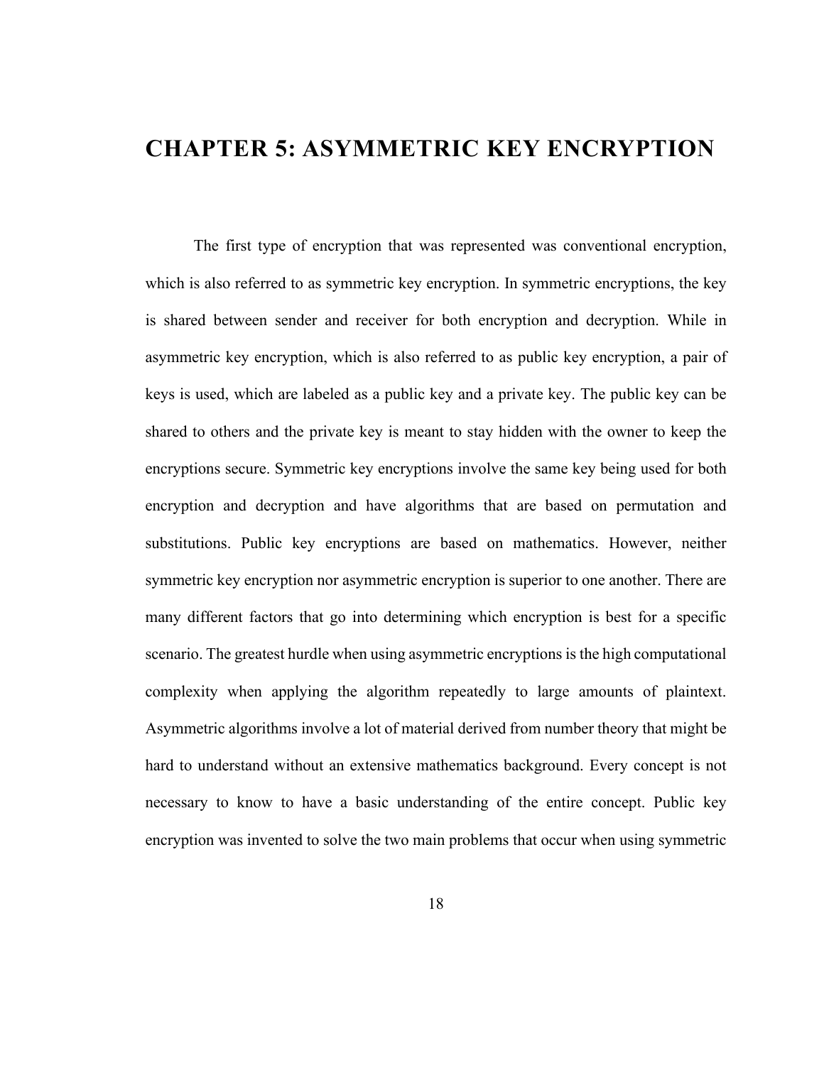# CHAPTER 5: ASYMMETRIC KEY ENCRYPTION

The first type of encryption that was represented was conventional encryption, which is also referred to as symmetric key encryption. In symmetric encryptions, the key is shared between sender and receiver for both encryption and decryption. While in asymmetric key encryption, which is also referred to as public key encryption, a pair of keys is used, which are labeled as a public key and a private key. The public key can be shared to others and the private key is meant to stay hidden with the owner to keep the encryptions secure. Symmetric key encryptions involve the same key being used for both encryption and decryption and have algorithms that are based on permutation and substitutions. Public key encryptions are based on mathematics. However, neither symmetric key encryption nor asymmetric encryption is superior to one another. There are many different factors that go into determining which encryption is best for a specific scenario. The greatest hurdle when using asymmetric encryptions is the high computational complexity when applying the algorithm repeatedly to large amounts of plaintext. Asymmetric algorithms involve a lot of material derived from number theory that might be hard to understand without an extensive mathematics background. Every concept is not necessary to know to have a basic understanding of the entire concept. Public key encryption was invented to solve the two main problems that occur when using symmetric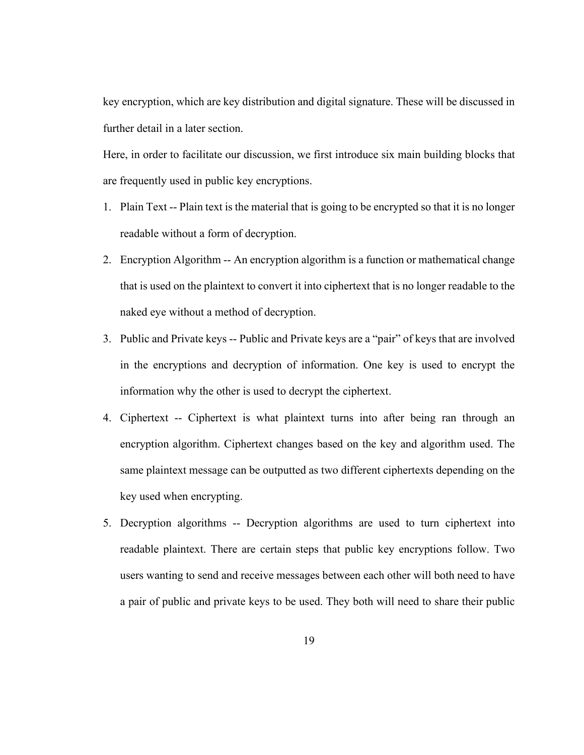key encryption, which are key distribution and digital signature. These will be discussed in further detail in a later section.

Here, in order to facilitate our discussion, we first introduce six main building blocks that are frequently used in public key encryptions.

1. Plain Text -- Plain text is the material that is going to be encrypted so that it is no longer readable without a form of decryption.
2. Encryption Algorithm -- An encryption algorithm is a function or mathematical change that is used on the plaintext to convert it into ciphertext that is no longer readable to the naked eye without a method of decryption.
3. Public and Private keys -- Public and Private keys are a "pair" of keys that are involved in the encryptions and decryption of information. One key is used to encrypt the information why the other is used to decrypt the ciphertext.
4. Ciphertext -- Ciphertext is what plaintext turns into after being ran through an encryption algorithm. Ciphertext changes based on the key and algorithm used. The same plaintext message can be outputted as two different ciphertexts depending on the key used when encrypting.
5. Decryption algorithms -- Decryption algorithms are used to turn ciphertext into readable plaintext. There are certain steps that public key encryptions follow. Two users wanting to send and receive messages between each other will both need to have a pair of public and private keys to be used. They both will need to share their public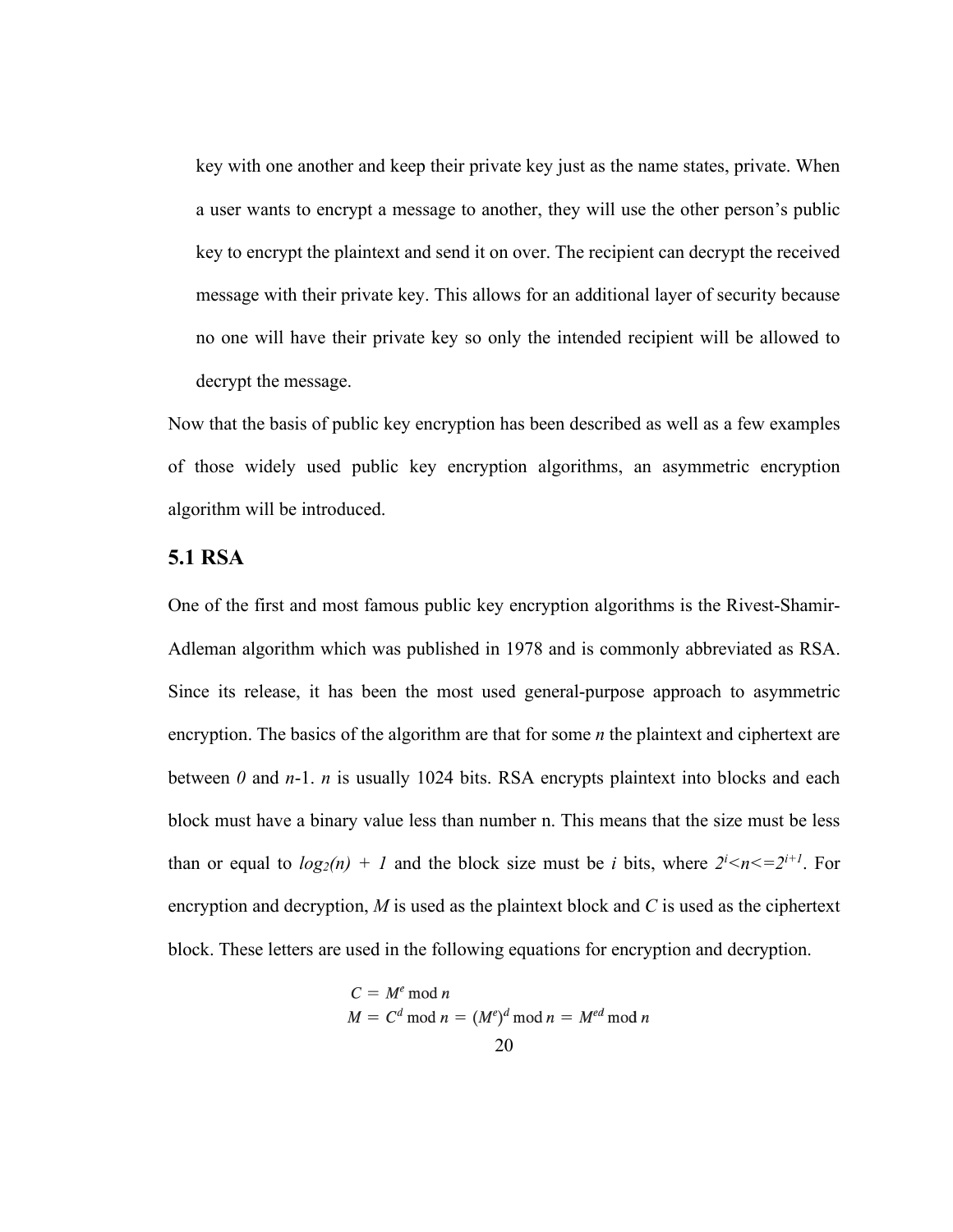key with one another and keep their private key just as the name states, private. When a user wants to encrypt a message to another, they will use the other person's public key to encrypt the plaintext and send it on over. The recipient can decrypt the received message with their private key. This allows for an additional layer of security because no one will have their private key so only the intended recipient will be allowed to decrypt the message.

Now that the basis of public key encryption has been described as well as a few examples of those widely used public key encryption algorithms, an asymmetric encryption algorithm will be introduced.

## 5.1 RSA

One of the first and most famous public key encryption algorithms is the Rivest-Shamir-Adleman algorithm which was published in 1978 and is commonly abbreviated as RSA. Since its release, it has been the most used general-purpose approach to asymmetric encryption. The basics of the algorithm are that for some $n$ the plaintext and ciphertext are between $0$ and $n$-1. $n$ is usually 1024 bits. RSA encrypts plaintext into blocks and each block must have a binary value less than number n. This means that the size must be less than or equal to $log_2(n) + 1$ and the block size must be $i$ bits, where $2^i<n<=2^{i+1}$. For encryption and decryption, $M$ is used as the plaintext block and $C$ is used as the ciphertext block. These letters are used in the following equations for encryption and decryption.

$$C = M^e \bmod n$$
$$M = C^d \bmod n = (M^e)^d \bmod n = M^{ed} \bmod n$$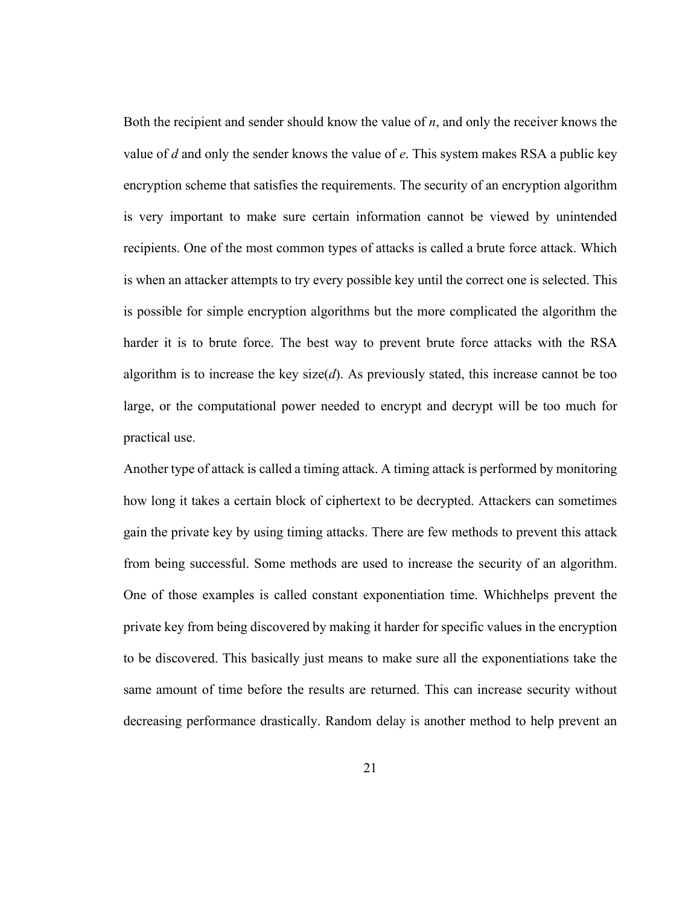Both the recipient and sender should know the value of $n$, and only the receiver knows the value of $d$ and only the sender knows the value of $e$. This system makes RSA a public key encryption scheme that satisfies the requirements. The security of an encryption algorithm is very important to make sure certain information cannot be viewed by unintended recipients. One of the most common types of attacks is called a brute force attack. Which is when an attacker attempts to try every possible key until the correct one is selected. This is possible for simple encryption algorithms but the more complicated the algorithm the harder it is to brute force. The best way to prevent brute force attacks with the RSA algorithm is to increase the key size($d$). As previously stated, this increase cannot be too large, or the computational power needed to encrypt and decrypt will be too much for practical use.

Another type of attack is called a timing attack. A timing attack is performed by monitoring how long it takes a certain block of ciphertext to be decrypted. Attackers can sometimes gain the private key by using timing attacks. There are few methods to prevent this attack from being successful. Some methods are used to increase the security of an algorithm. One of those examples is called constant exponentiation time. Whichhelps prevent the private key from being discovered by making it harder for specific values in the encryption to be discovered. This basically just means to make sure all the exponentiations take the same amount of time before the results are returned. This can increase security without decreasing performance drastically. Random delay is another method to help prevent an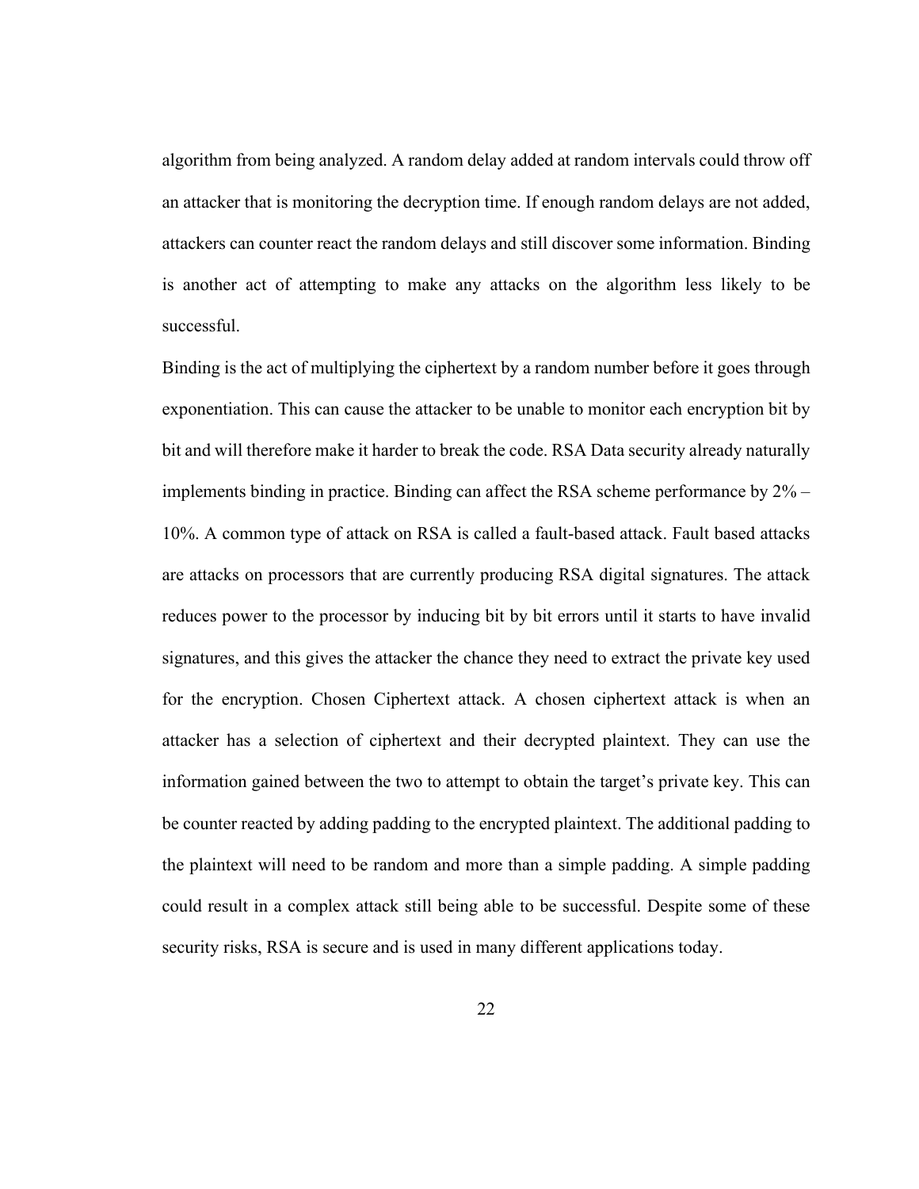algorithm from being analyzed. A random delay added at random intervals could throw off an attacker that is monitoring the decryption time. If enough random delays are not added, attackers can counter react the random delays and still discover some information. Binding is another act of attempting to make any attacks on the algorithm less likely to be successful.

Binding is the act of multiplying the ciphertext by a random number before it goes through exponentiation. This can cause the attacker to be unable to monitor each encryption bit by bit and will therefore make it harder to break the code. RSA Data security already naturally implements binding in practice. Binding can affect the RSA scheme performance by 2% – 10%. A common type of attack on RSA is called a fault-based attack. Fault based attacks are attacks on processors that are currently producing RSA digital signatures. The attack reduces power to the processor by inducing bit by bit errors until it starts to have invalid signatures, and this gives the attacker the chance they need to extract the private key used for the encryption. Chosen Ciphertext attack. A chosen ciphertext attack is when an attacker has a selection of ciphertext and their decrypted plaintext. They can use the information gained between the two to attempt to obtain the target's private key. This can be counter reacted by adding padding to the encrypted plaintext. The additional padding to the plaintext will need to be random and more than a simple padding. A simple padding could result in a complex attack still being able to be successful. Despite some of these security risks, RSA is secure and is used in many different applications today.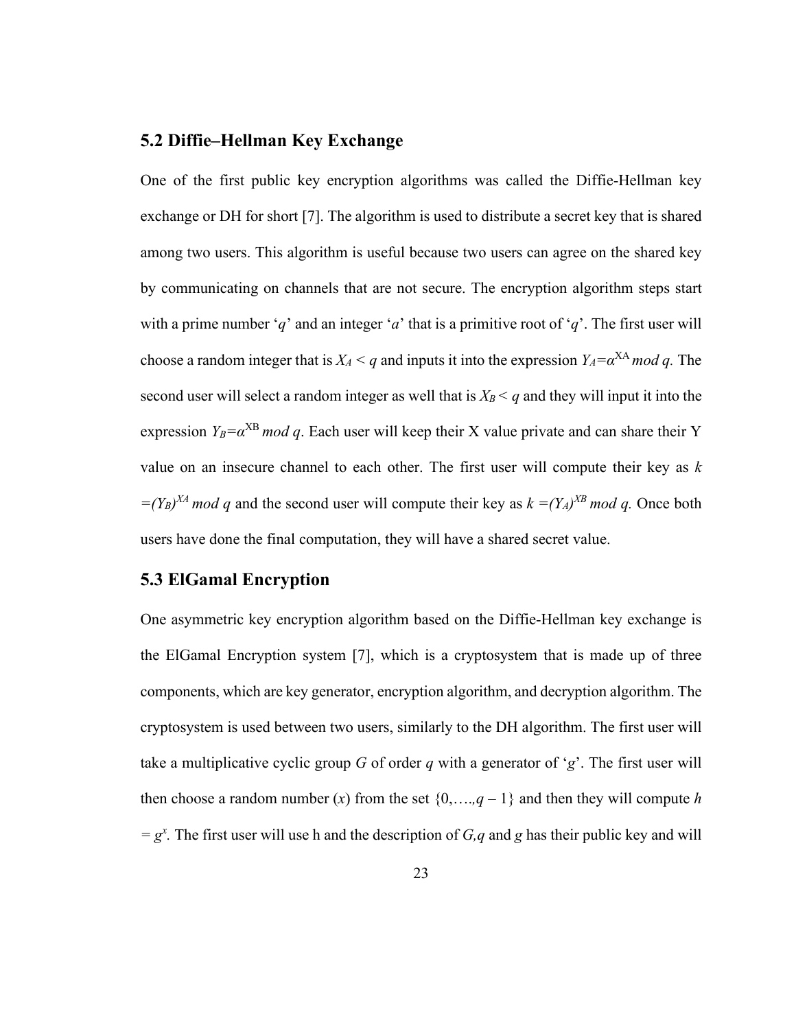## 5.2 Diffie–Hellman Key Exchange

One of the first public key encryption algorithms was called the Diffie-Hellman key exchange or DH for short [7]. The algorithm is used to distribute a secret key that is shared among two users. This algorithm is useful because two users can agree on the shared key by communicating on channels that are not secure. The encryption algorithm steps start with a prime number '$q$' and an integer '$a$' that is a primitive root of '$q$'. The first user will choose a random integer that is $X_A < q$ and inputs it into the expression $Y_A = \alpha^{XA} \bmod q$. The second user will select a random integer as well that is $X_B < q$ and they will input it into the expression $Y_B = \alpha^{XB} \bmod q$. Each user will keep their X value private and can share their Y value on an insecure channel to each other. The first user will compute their key as $k = (Y_B)^{XA} \bmod q$ and the second user will compute their key as $k = (Y_A)^{XB} \bmod q$. Once both users have done the final computation, they will have a shared secret value.

## 5.3 ElGamal Encryption

One asymmetric key encryption algorithm based on the Diffie-Hellman key exchange is the ElGamal Encryption system [7], which is a cryptosystem that is made up of three components, which are key generator, encryption algorithm, and decryption algorithm. The cryptosystem is used between two users, similarly to the DH algorithm. The first user will take a multiplicative cyclic group $G$ of order $q$ with a generator of '$g$'. The first user will then choose a random number ($x$) from the set $\{0, \ldots., q - 1\}$ and then they will compute $h = g^x$. The first user will use h and the description of $G, q$ and $g$ has their public key and will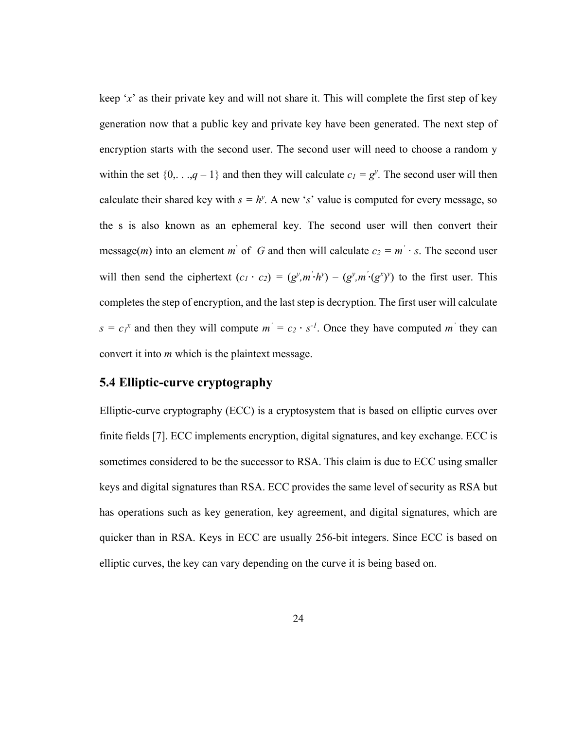keep '$x$' as their private key and will not share it. This will complete the first step of key generation now that a public key and private key have been generated. The next step of encryption starts with the second user. The second user will need to choose a random y within the set $\{0,...,q-1\}$ and then they will calculate $c_1 = g^y$. The second user will then calculate their shared key with $s = h^y$. A new '$s$' value is computed for every message, so the s is also known as an ephemeral key. The second user will then convert their message($m$) into an element $m'$ of $G$ and then will calculate $c_2 = m' \cdot s$. The second user will then send the ciphertext $(c_1 \cdot c_2) = (g^y, m' \cdot h^y) - (g^y, m' \cdot (g^x)^y)$ to the first user. This completes the step of encryption, and the last step is decryption. The first user will calculate $s = c_1^x$ and then they will compute $m' = c_2 \cdot s^{-1}$. Once they have computed $m'$ they can convert it into $m$ which is the plaintext message.

## 5.4 Elliptic-curve cryptography

Elliptic-curve cryptography (ECC) is a cryptosystem that is based on elliptic curves over finite fields [7]. ECC implements encryption, digital signatures, and key exchange. ECC is sometimes considered to be the successor to RSA. This claim is due to ECC using smaller keys and digital signatures than RSA. ECC provides the same level of security as RSA but has operations such as key generation, key agreement, and digital signatures, which are quicker than in RSA. Keys in ECC are usually 256-bit integers. Since ECC is based on elliptic curves, the key can vary depending on the curve it is being based on.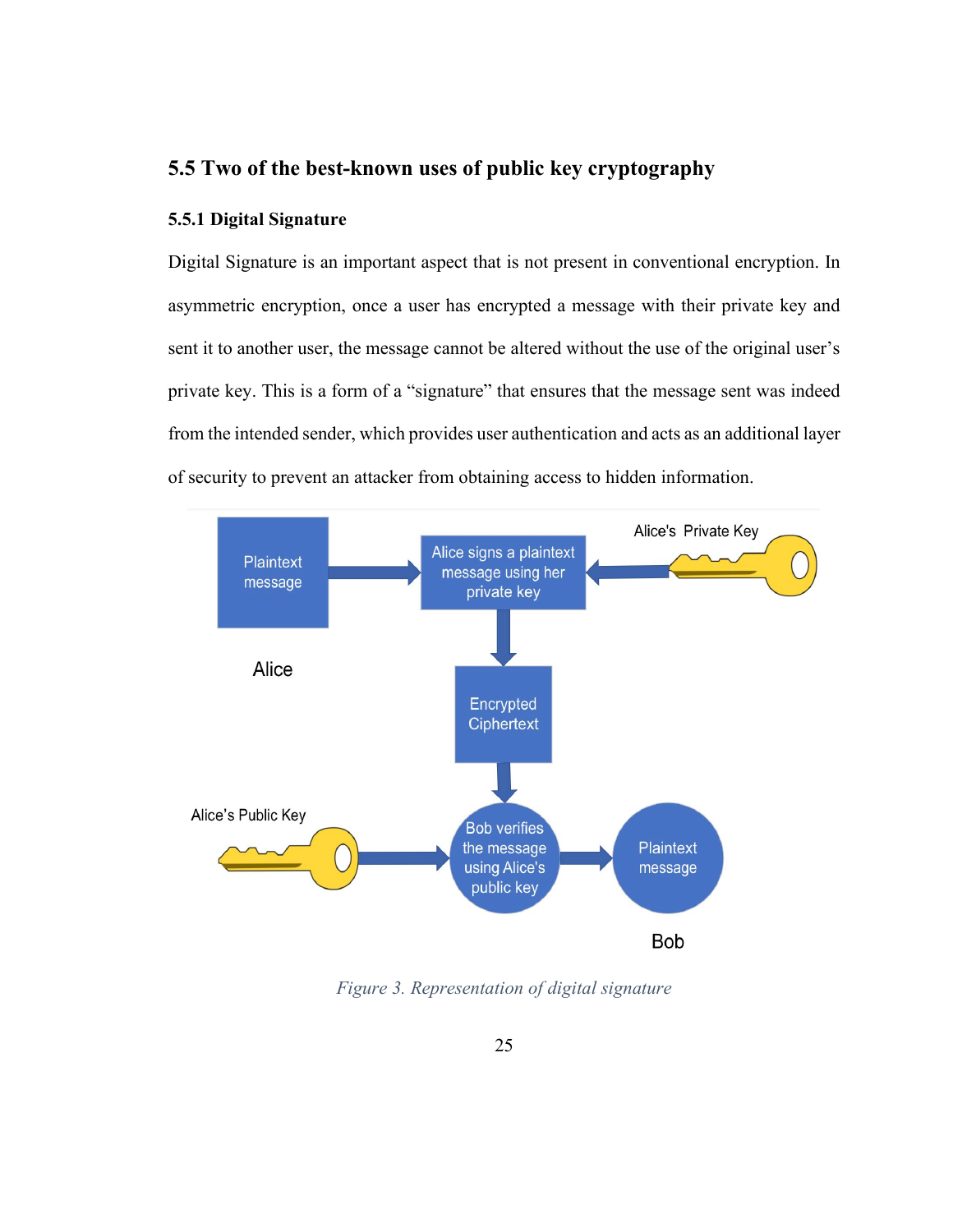## 5.5 Two of the best-known uses of public key cryptography

### 5.5.1 Digital Signature

Digital Signature is an important aspect that is not present in conventional encryption. In asymmetric encryption, once a user has encrypted a message with their private key and sent it to another user, the message cannot be altered without the use of the original user's private key. This is a form of a "signature" that ensures that the message sent was indeed from the intended sender, which provides user authentication and acts as an additional layer of security to prevent an attacker from obtaining access to hidden information.

*Figure 3. Representation of digital signature*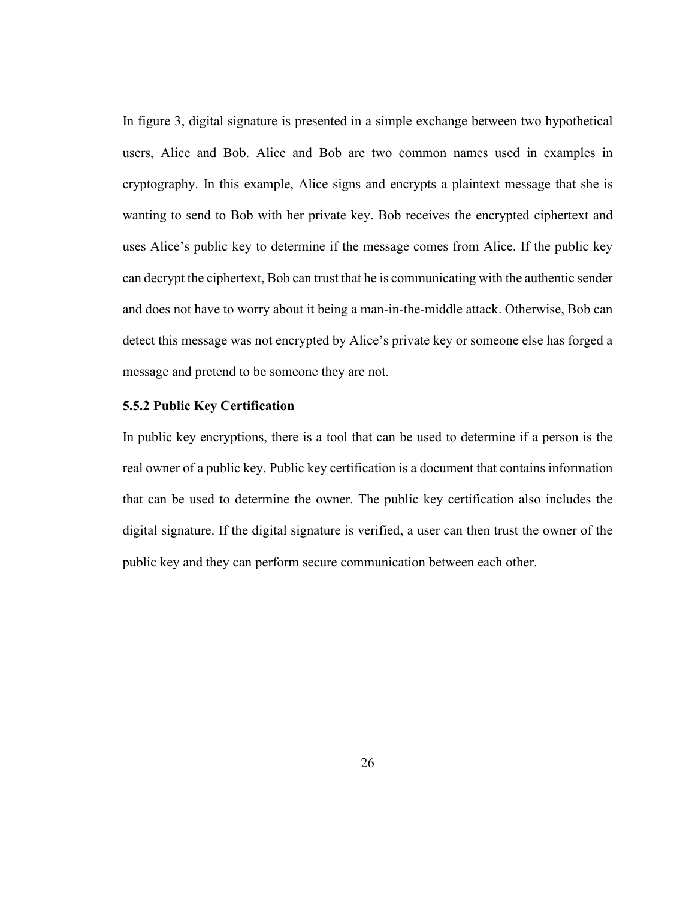In figure 3, digital signature is presented in a simple exchange between two hypothetical users, Alice and Bob. Alice and Bob are two common names used in examples in cryptography. In this example, Alice signs and encrypts a plaintext message that she is wanting to send to Bob with her private key. Bob receives the encrypted ciphertext and uses Alice's public key to determine if the message comes from Alice. If the public key can decrypt the ciphertext, Bob can trust that he is communicating with the authentic sender and does not have to worry about it being a man-in-the-middle attack. Otherwise, Bob can detect this message was not encrypted by Alice's private key or someone else has forged a message and pretend to be someone they are not.

### 5.5.2 Public Key Certification

In public key encryptions, there is a tool that can be used to determine if a person is the real owner of a public key. Public key certification is a document that contains information that can be used to determine the owner. The public key certification also includes the digital signature. If the digital signature is verified, a user can then trust the owner of the public key and they can perform secure communication between each other.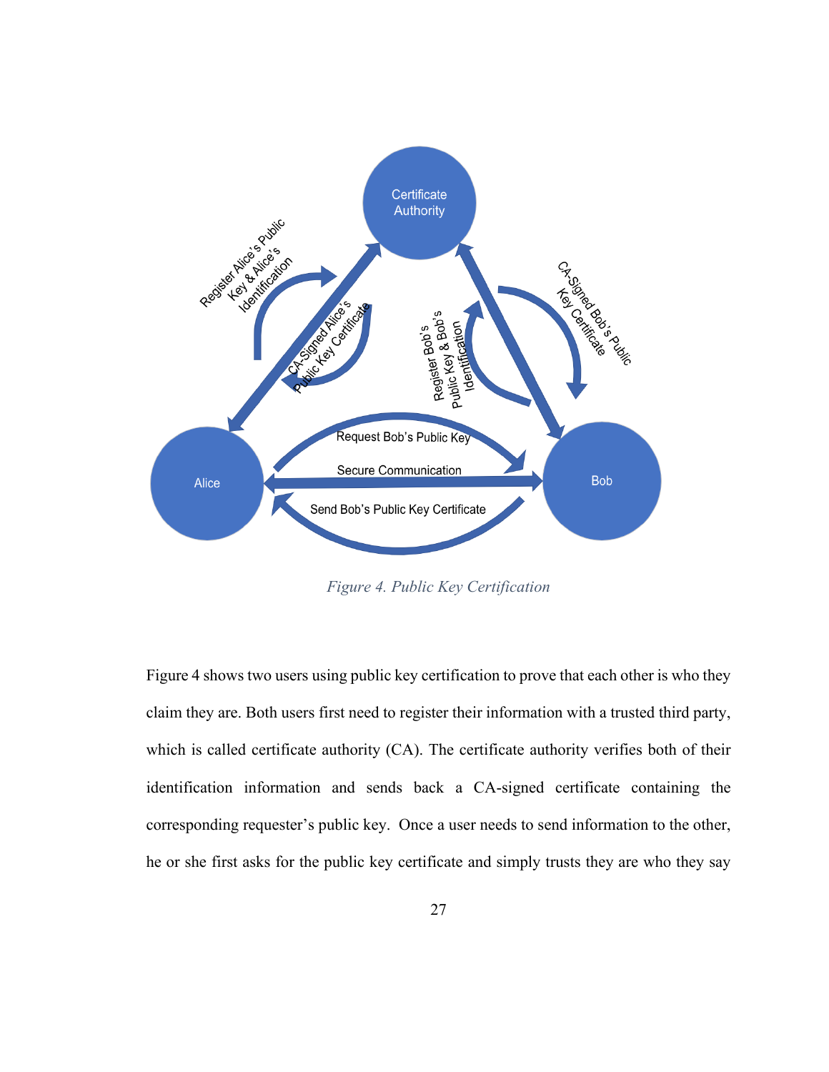*Figure 4. Public Key Certification*

Figure 4 shows two users using public key certification to prove that each other is who they claim they are. Both users first need to register their information with a trusted third party, which is called certificate authority (CA). The certificate authority verifies both of their identification information and sends back a CA-signed certificate containing the corresponding requester's public key. Once a user needs to send information to the other, he or she first asks for the public key certificate and simply trusts they are who they say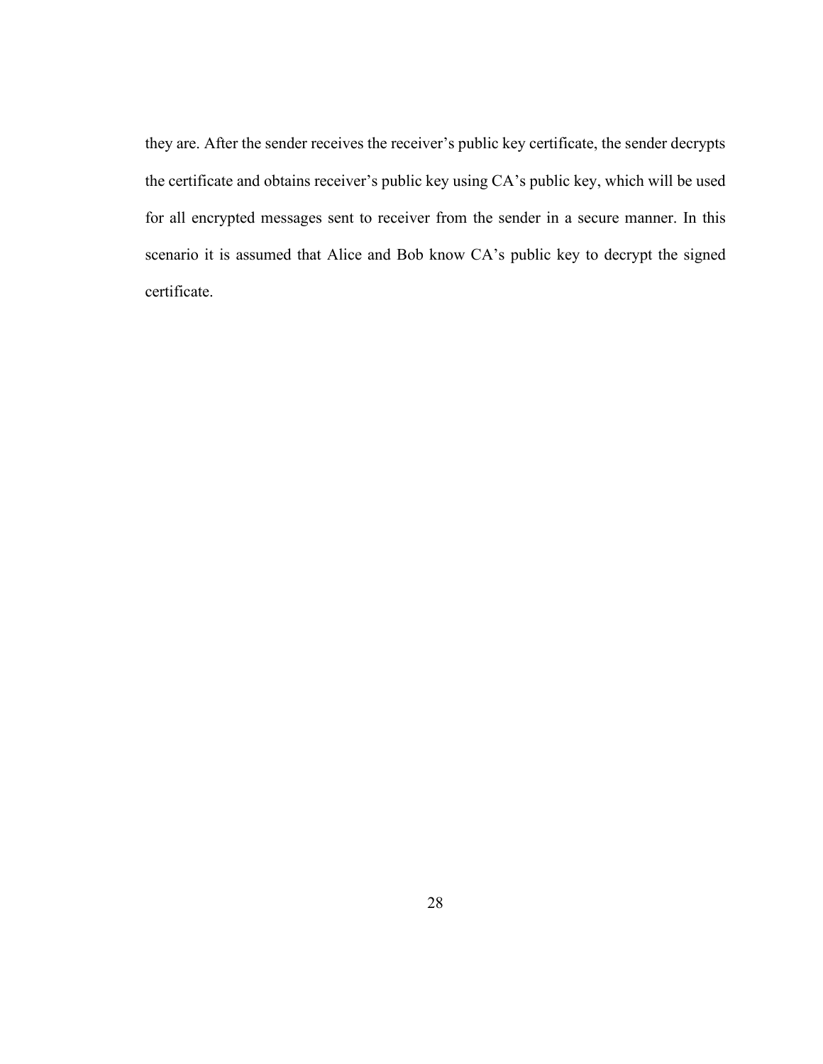they are. After the sender receives the receiver’s public key certificate, the sender decrypts the certificate and obtains receiver’s public key using CA’s public key, which will be used for all encrypted messages sent to receiver from the sender in a secure manner. In this scenario it is assumed that Alice and Bob know CA’s public key to decrypt the signed certificate.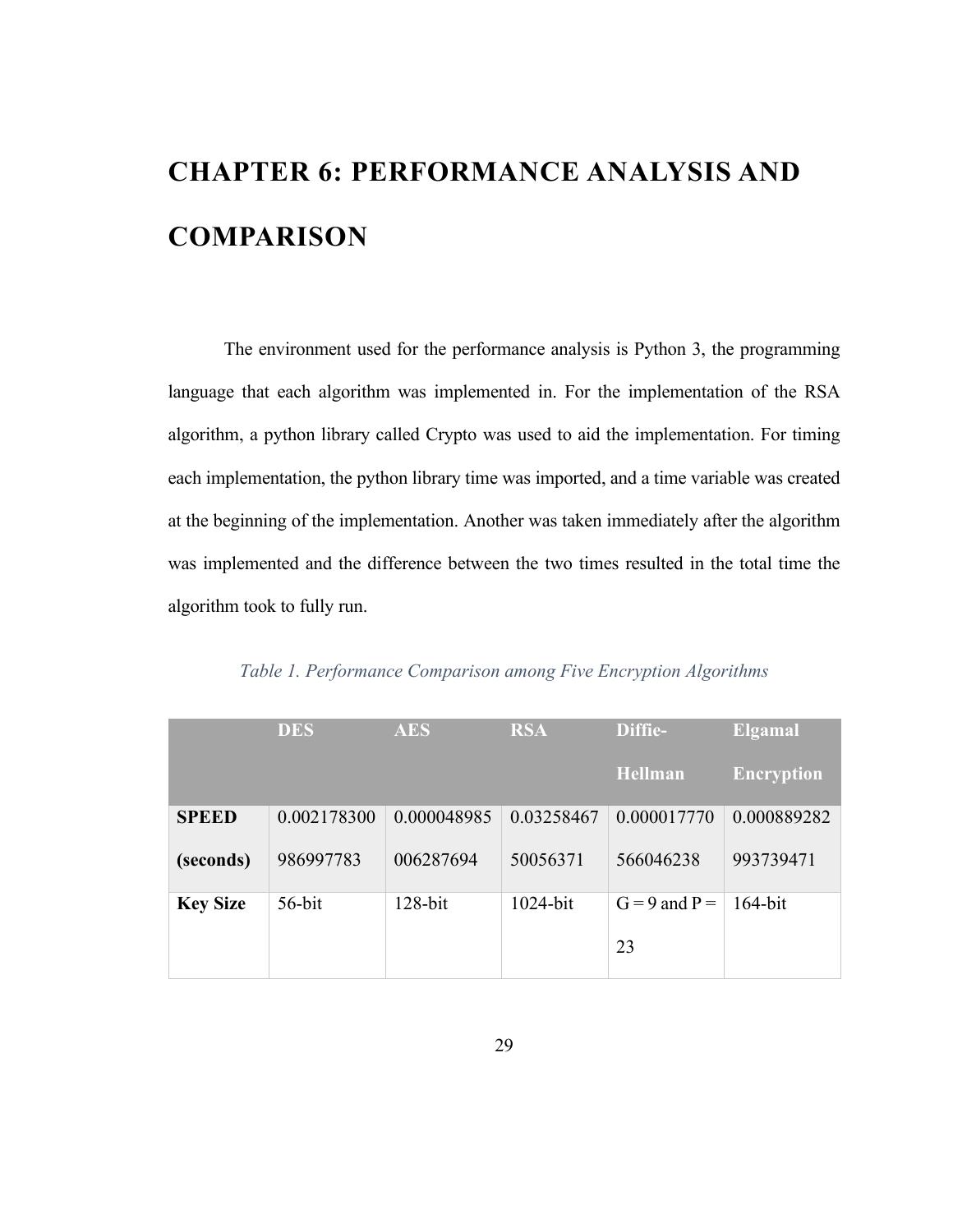# CHAPTER 6: PERFORMANCE ANALYSIS AND COMPARISON

The environment used for the performance analysis is Python 3, the programming language that each algorithm was implemented in. For the implementation of the RSA algorithm, a python library called Crypto was used to aid the implementation. For timing each implementation, the python library time was imported, and a time variable was created at the beginning of the implementation. Another was taken immediately after the algorithm was implemented and the difference between the two times resulted in the total time the algorithm took to fully run.

*Table 1. Performance Comparison among Five Encryption Algorithms*

| | DES | AES | RSA | Diffie-Hellman | Elgamal Encryption |
|---|---|---|---|---|---|
| **SPEED (seconds)** | 0.002178300986997783 | 0.000048985006287694 | 0.0325846750056371 | 0.000017770566046238 | 0.000889282993739471 |
| **Key Size** | 56-bit | 128-bit | 1024-bit | G = 9 and P = 23 | 164-bit |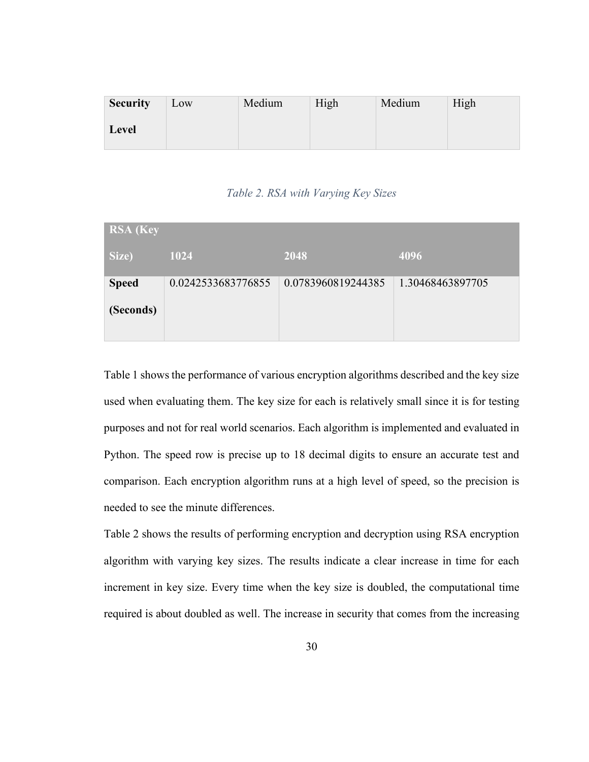| Security Level | Low | Medium | High | Medium | High |
|---|---|---|---|---|---|

*Table 2. RSA with Varying Key Sizes*

| RSA (Key Size) | 1024 | 2048 | 4096 |
|---|---|---|---|
| **Speed (Seconds)** | 0.0242533683776855 | 0.0783960819244385 | 1.30468463897705 |

Table 1 shows the performance of various encryption algorithms described and the key size used when evaluating them. The key size for each is relatively small since it is for testing purposes and not for real world scenarios. Each algorithm is implemented and evaluated in Python. The speed row is precise up to 18 decimal digits to ensure an accurate test and comparison. Each encryption algorithm runs at a high level of speed, so the precision is needed to see the minute differences.

Table 2 shows the results of performing encryption and decryption using RSA encryption algorithm with varying key sizes. The results indicate a clear increase in time for each increment in key size. Every time when the key size is doubled, the computational time required is about doubled as well. The increase in security that comes from the increasing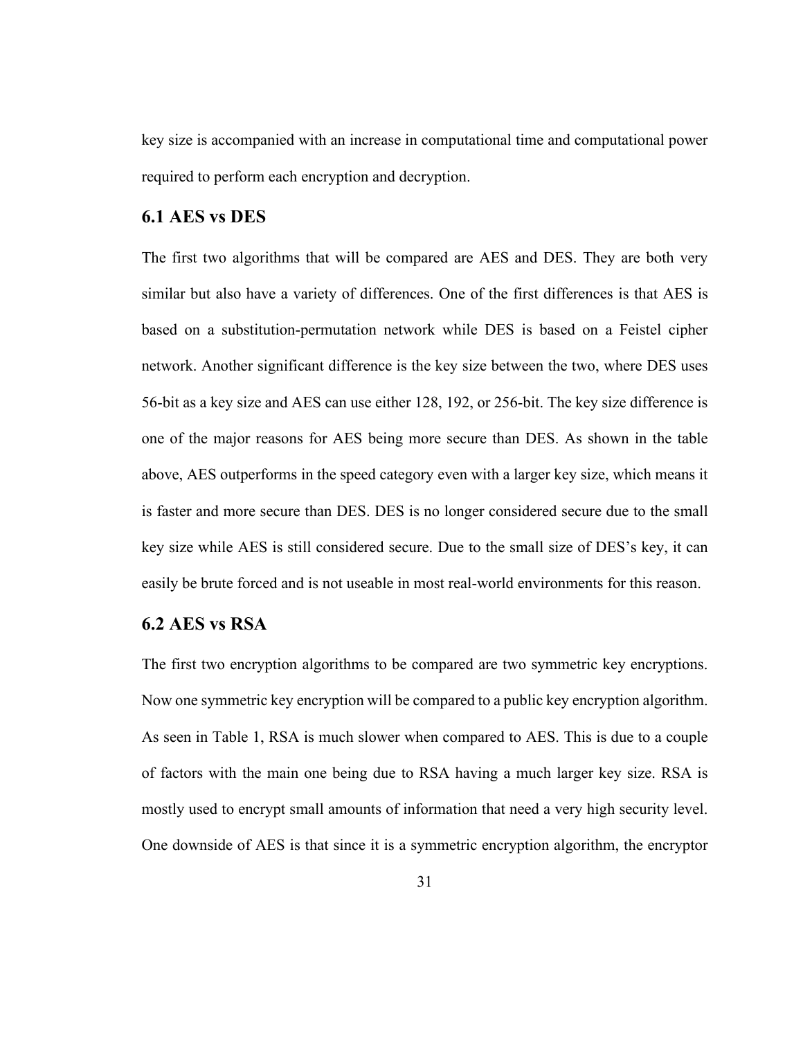key size is accompanied with an increase in computational time and computational power required to perform each encryption and decryption.

## 6.1 AES vs DES

The first two algorithms that will be compared are AES and DES. They are both very similar but also have a variety of differences. One of the first differences is that AES is based on a substitution-permutation network while DES is based on a Feistel cipher network. Another significant difference is the key size between the two, where DES uses 56-bit as a key size and AES can use either 128, 192, or 256-bit. The key size difference is one of the major reasons for AES being more secure than DES. As shown in the table above, AES outperforms in the speed category even with a larger key size, which means it is faster and more secure than DES. DES is no longer considered secure due to the small key size while AES is still considered secure. Due to the small size of DES's key, it can easily be brute forced and is not useable in most real-world environments for this reason.

## 6.2 AES vs RSA

The first two encryption algorithms to be compared are two symmetric key encryptions. Now one symmetric key encryption will be compared to a public key encryption algorithm. As seen in Table 1, RSA is much slower when compared to AES. This is due to a couple of factors with the main one being due to RSA having a much larger key size. RSA is mostly used to encrypt small amounts of information that need a very high security level. One downside of AES is that since it is a symmetric encryption algorithm, the encryptor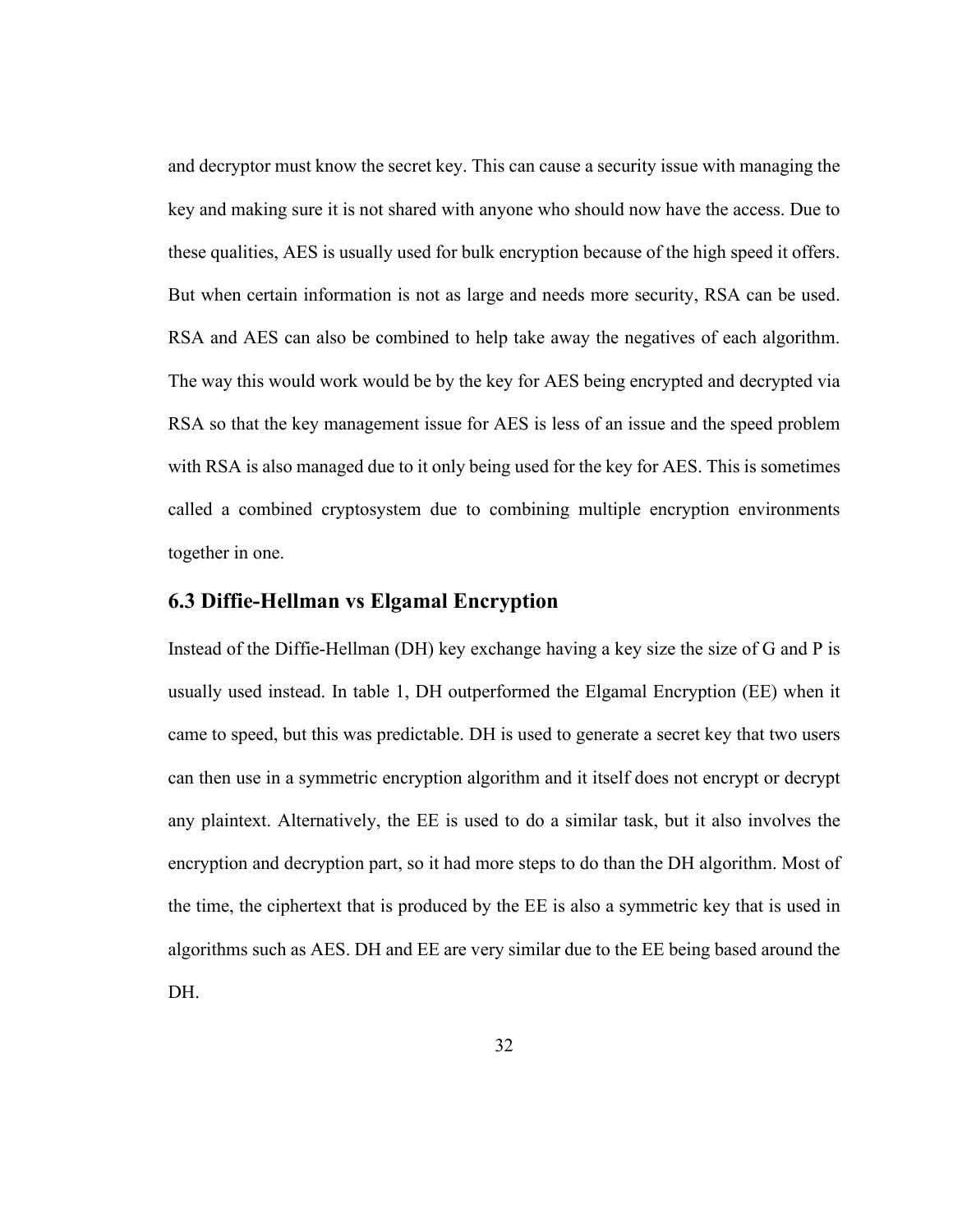and decryptor must know the secret key. This can cause a security issue with managing the key and making sure it is not shared with anyone who should now have the access. Due to these qualities, AES is usually used for bulk encryption because of the high speed it offers. But when certain information is not as large and needs more security, RSA can be used. RSA and AES can also be combined to help take away the negatives of each algorithm. The way this would work would be by the key for AES being encrypted and decrypted via RSA so that the key management issue for AES is less of an issue and the speed problem with RSA is also managed due to it only being used for the key for AES. This is sometimes called a combined cryptosystem due to combining multiple encryption environments together in one.

## 6.3 Diffie-Hellman vs Elgamal Encryption

Instead of the Diffie-Hellman (DH) key exchange having a key size the size of G and P is usually used instead. In table 1, DH outperformed the Elgamal Encryption (EE) when it came to speed, but this was predictable. DH is used to generate a secret key that two users can then use in a symmetric encryption algorithm and it itself does not encrypt or decrypt any plaintext. Alternatively, the EE is used to do a similar task, but it also involves the encryption and decryption part, so it had more steps to do than the DH algorithm. Most of the time, the ciphertext that is produced by the EE is also a symmetric key that is used in algorithms such as AES. DH and EE are very similar due to the EE being based around the DH.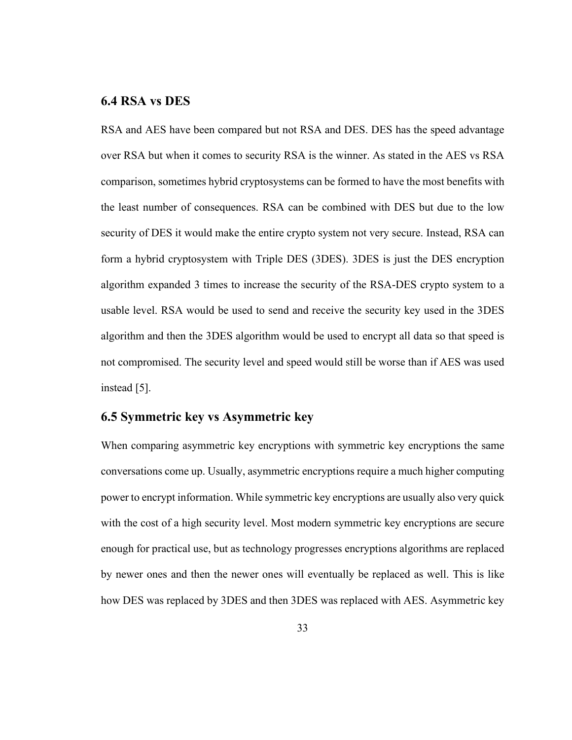## 6.4 RSA vs DES

RSA and AES have been compared but not RSA and DES. DES has the speed advantage over RSA but when it comes to security RSA is the winner. As stated in the AES vs RSA comparison, sometimes hybrid cryptosystems can be formed to have the most benefits with the least number of consequences. RSA can be combined with DES but due to the low security of DES it would make the entire crypto system not very secure. Instead, RSA can form a hybrid cryptosystem with Triple DES (3DES). 3DES is just the DES encryption algorithm expanded 3 times to increase the security of the RSA-DES crypto system to a usable level. RSA would be used to send and receive the security key used in the 3DES algorithm and then the 3DES algorithm would be used to encrypt all data so that speed is not compromised. The security level and speed would still be worse than if AES was used instead [5].

## 6.5 Symmetric key vs Asymmetric key

When comparing asymmetric key encryptions with symmetric key encryptions the same conversations come up. Usually, asymmetric encryptions require a much higher computing power to encrypt information. While symmetric key encryptions are usually also very quick with the cost of a high security level. Most modern symmetric key encryptions are secure enough for practical use, but as technology progresses encryptions algorithms are replaced by newer ones and then the newer ones will eventually be replaced as well. This is like how DES was replaced by 3DES and then 3DES was replaced with AES. Asymmetric key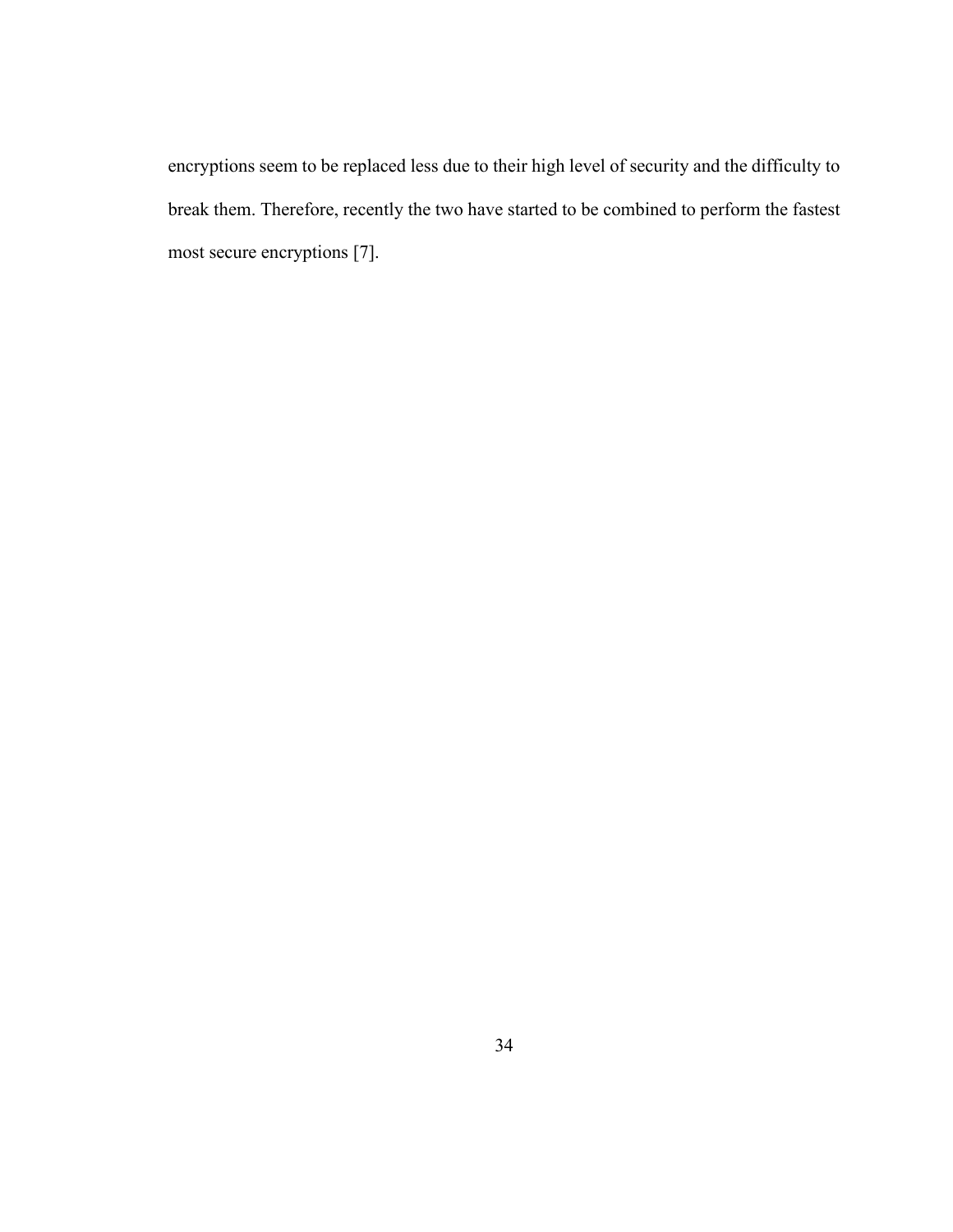encryptions seem to be replaced less due to their high level of security and the difficulty to break them. Therefore, recently the two have started to be combined to perform the fastest most secure encryptions [7].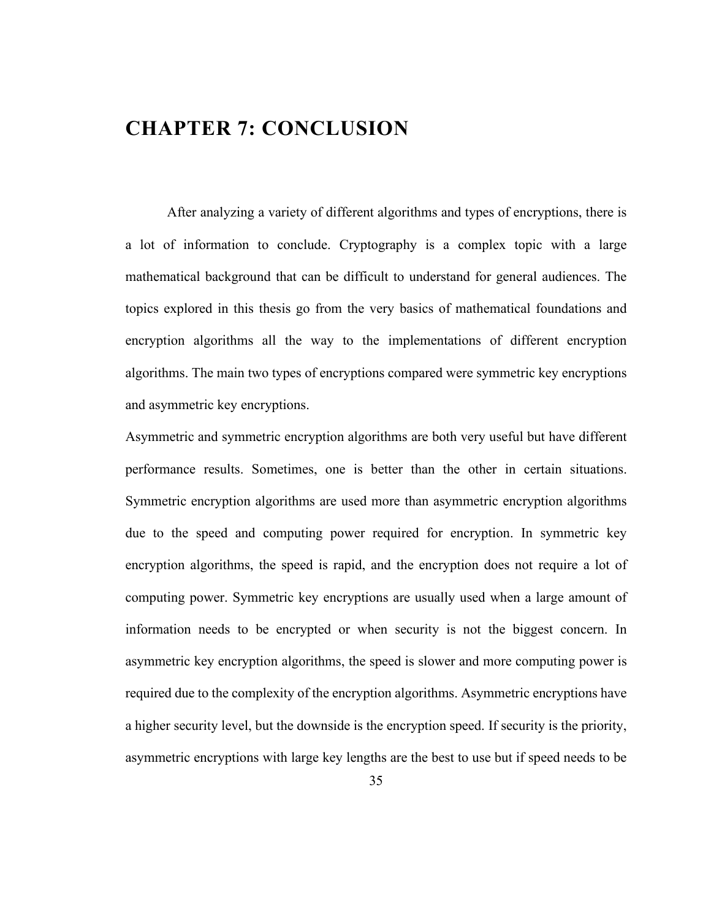# CHAPTER 7: CONCLUSION

After analyzing a variety of different algorithms and types of encryptions, there is a lot of information to conclude. Cryptography is a complex topic with a large mathematical background that can be difficult to understand for general audiences. The topics explored in this thesis go from the very basics of mathematical foundations and encryption algorithms all the way to the implementations of different encryption algorithms. The main two types of encryptions compared were symmetric key encryptions and asymmetric key encryptions.

Asymmetric and symmetric encryption algorithms are both very useful but have different performance results. Sometimes, one is better than the other in certain situations. Symmetric encryption algorithms are used more than asymmetric encryption algorithms due to the speed and computing power required for encryption. In symmetric key encryption algorithms, the speed is rapid, and the encryption does not require a lot of computing power. Symmetric key encryptions are usually used when a large amount of information needs to be encrypted or when security is not the biggest concern. In asymmetric key encryption algorithms, the speed is slower and more computing power is required due to the complexity of the encryption algorithms. Asymmetric encryptions have a higher security level, but the downside is the encryption speed. If security is the priority, asymmetric encryptions with large key lengths are the best to use but if speed needs to be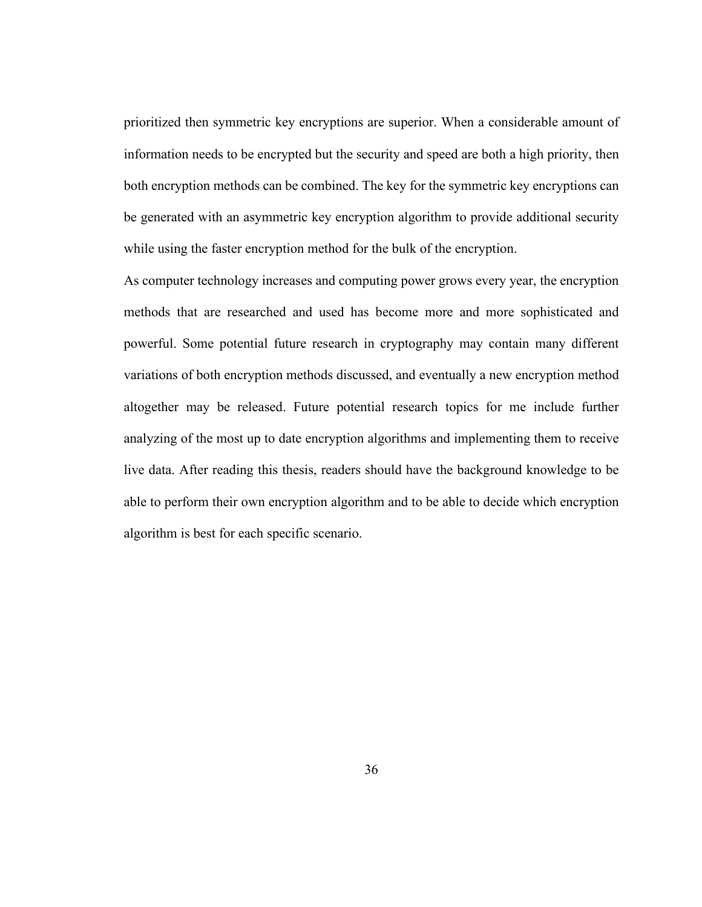prioritized then symmetric key encryptions are superior. When a considerable amount of information needs to be encrypted but the security and speed are both a high priority, then both encryption methods can be combined. The key for the symmetric key encryptions can be generated with an asymmetric key encryption algorithm to provide additional security while using the faster encryption method for the bulk of the encryption.

As computer technology increases and computing power grows every year, the encryption methods that are researched and used has become more and more sophisticated and powerful. Some potential future research in cryptography may contain many different variations of both encryption methods discussed, and eventually a new encryption method altogether may be released. Future potential research topics for me include further analyzing of the most up to date encryption algorithms and implementing them to receive live data. After reading this thesis, readers should have the background knowledge to be able to perform their own encryption algorithm and to be able to decide which encryption algorithm is best for each specific scenario.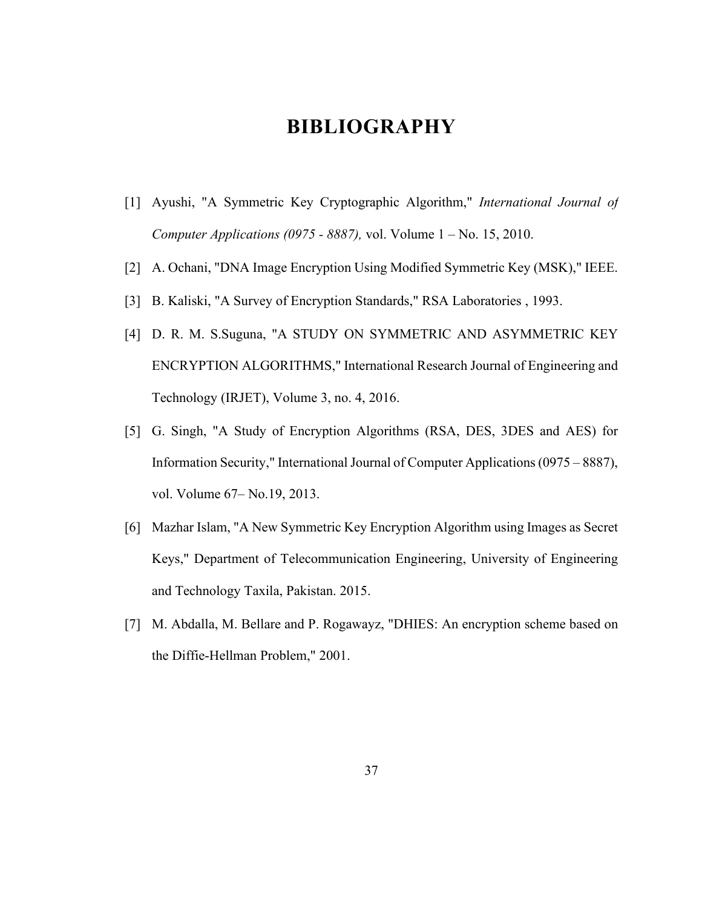# BIBLIOGRAPHY

[1] Ayushi, "A Symmetric Key Cryptographic Algorithm," *International Journal of Computer Applications (0975 - 8887),* vol. Volume 1 – No. 15, 2010.

[2] A. Ochani, "DNA Image Encryption Using Modified Symmetric Key (MSK)," IEEE.

[3] B. Kaliski, "A Survey of Encryption Standards," RSA Laboratories , 1993.

[4] D. R. M. S.Suguna, "A STUDY ON SYMMETRIC AND ASYMMETRIC KEY ENCRYPTION ALGORITHMS," International Research Journal of Engineering and Technology (IRJET), Volume 3, no. 4, 2016.

[5] G. Singh, "A Study of Encryption Algorithms (RSA, DES, 3DES and AES) for Information Security," International Journal of Computer Applications (0975 – 8887), vol. Volume 67– No.19, 2013.

[6] Mazhar Islam, "A New Symmetric Key Encryption Algorithm using Images as Secret Keys," Department of Telecommunication Engineering, University of Engineering and Technology Taxila, Pakistan. 2015.

[7] M. Abdalla, M. Bellare and P. Rogawayz, "DHIES: An encryption scheme based on the Diffie-Hellman Problem," 2001.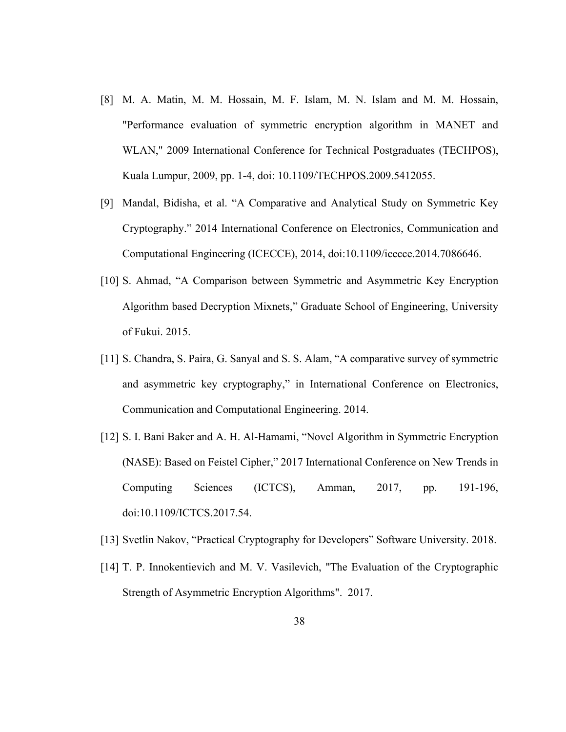[8] M. A. Matin, M. M. Hossain, M. F. Islam, M. N. Islam and M. M. Hossain, "Performance evaluation of symmetric encryption algorithm in MANET and WLAN," 2009 International Conference for Technical Postgraduates (TECHPOS), Kuala Lumpur, 2009, pp. 1-4, doi: 10.1109/TECHPOS.2009.5412055.

[9] Mandal, Bidisha, et al. "A Comparative and Analytical Study on Symmetric Key Cryptography." 2014 International Conference on Electronics, Communication and Computational Engineering (ICECCE), 2014, doi:10.1109/icecce.2014.7086646.

[10] S. Ahmad, "A Comparison between Symmetric and Asymmetric Key Encryption Algorithm based Decryption Mixnets," Graduate School of Engineering, University of Fukui. 2015.

[11] S. Chandra, S. Paira, G. Sanyal and S. S. Alam, "A comparative survey of symmetric and asymmetric key cryptography," in International Conference on Electronics, Communication and Computational Engineering. 2014.

[12] S. I. Bani Baker and A. H. Al-Hamami, "Novel Algorithm in Symmetric Encryption (NASE): Based on Feistel Cipher," 2017 International Conference on New Trends in Computing Sciences (ICTCS), Amman, 2017, pp. 191-196, doi:10.1109/ICTCS.2017.54.

[13] Svetlin Nakov, "Practical Cryptography for Developers" Software University. 2018.

[14] T. P. Innokentievich and M. V. Vasilevich, "The Evaluation of the Cryptographic Strength of Asymmetric Encryption Algorithms". 2017.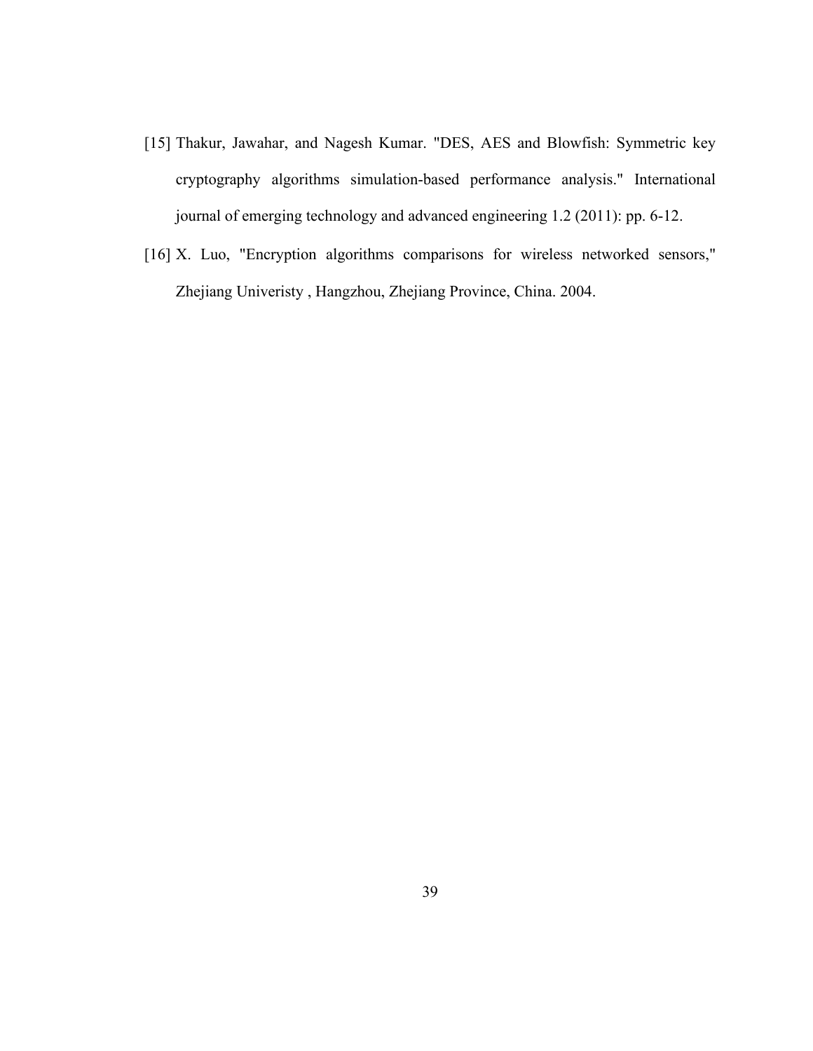[15] Thakur, Jawahar, and Nagesh Kumar. "DES, AES and Blowfish: Symmetric key cryptography algorithms simulation-based performance analysis." International journal of emerging technology and advanced engineering 1.2 (2011): pp. 6-12.

[16] X. Luo, "Encryption algorithms comparisons for wireless networked sensors," Zhejiang Univeristy , Hangzhou, Zhejiang Province, China. 2004.